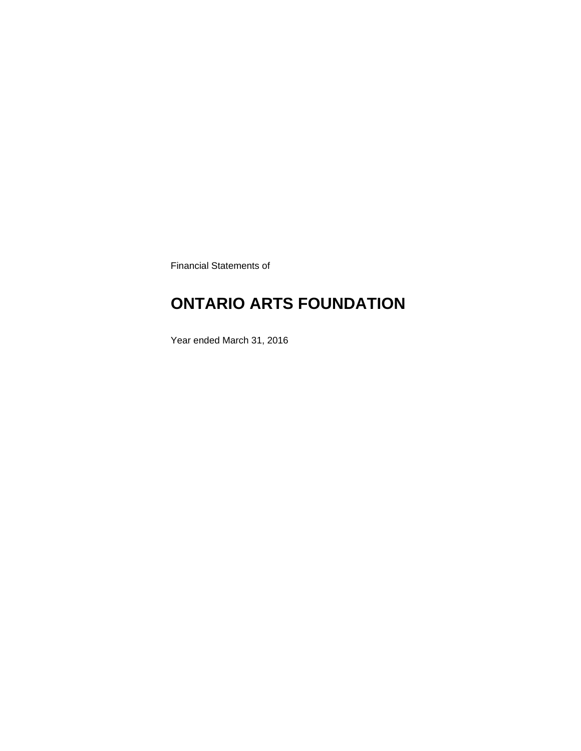Financial Statements of

# ONTARIO ARTS FOUNDATION

Year ended March 31, 2016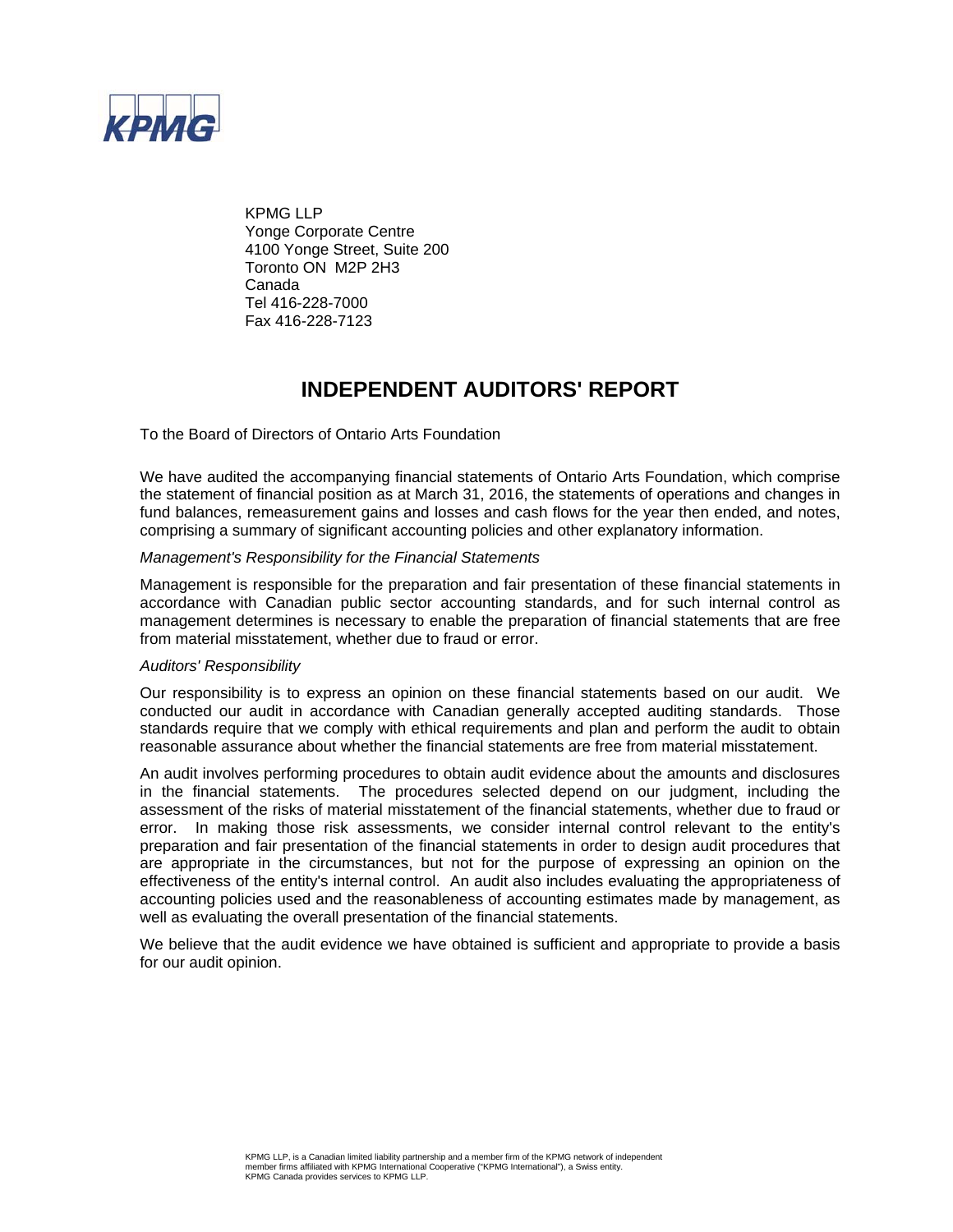KPMG LLP
Yonge Corporate Centre
4100 Yonge Street, Suite 200
Toronto ON M2P 2H3
Canada
Tel 416-228-7000
Fax 416-228-7123

# INDEPENDENT AUDITORS' REPORT

To the Board of Directors of Ontario Arts Foundation

We have audited the accompanying financial statements of Ontario Arts Foundation, which comprise the statement of financial position as at March 31, 2016, the statements of operations and changes in fund balances, remeasurement gains and losses and cash flows for the year then ended, and notes, comprising a summary of significant accounting policies and other explanatory information.

*Management's Responsibility for the Financial Statements*

Management is responsible for the preparation and fair presentation of these financial statements in accordance with Canadian public sector accounting standards, and for such internal control as management determines is necessary to enable the preparation of financial statements that are free from material misstatement, whether due to fraud or error.

*Auditors' Responsibility*

Our responsibility is to express an opinion on these financial statements based on our audit. We conducted our audit in accordance with Canadian generally accepted auditing standards. Those standards require that we comply with ethical requirements and plan and perform the audit to obtain reasonable assurance about whether the financial statements are free from material misstatement.

An audit involves performing procedures to obtain audit evidence about the amounts and disclosures in the financial statements. The procedures selected depend on our judgment, including the assessment of the risks of material misstatement of the financial statements, whether due to fraud or error. In making those risk assessments, we consider internal control relevant to the entity's preparation and fair presentation of the financial statements in order to design audit procedures that are appropriate in the circumstances, but not for the purpose of expressing an opinion on the effectiveness of the entity's internal control. An audit also includes evaluating the appropriateness of accounting policies used and the reasonableness of accounting estimates made by management, as well as evaluating the overall presentation of the financial statements.

We believe that the audit evidence we have obtained is sufficient and appropriate to provide a basis for our audit opinion.

KPMG LLP, is a Canadian limited liability partnership and a member firm of the KPMG network of independent member firms affiliated with KPMG International Cooperative ("KPMG International"), a Swiss entity. KPMG Canada provides services to KPMG LLP.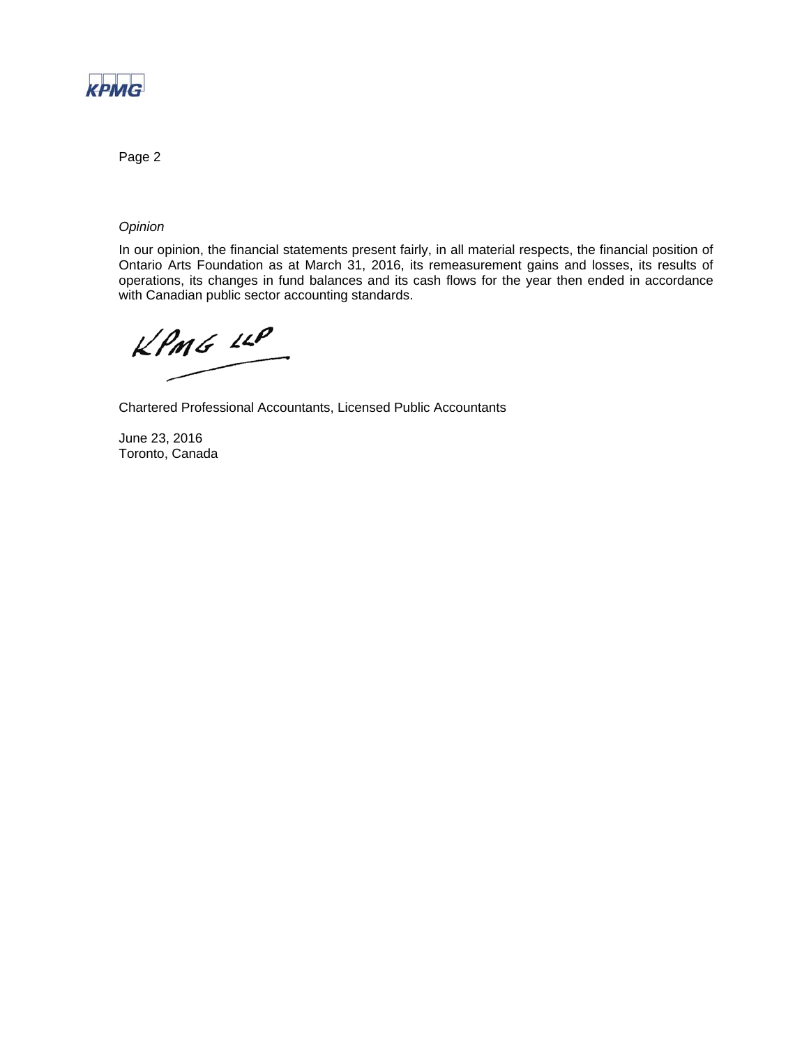*Opinion*

In our opinion, the financial statements present fairly, in all material respects, the financial position of Ontario Arts Foundation as at March 31, 2016, its remeasurement gains and losses, its results of operations, its changes in fund balances and its cash flows for the year then ended in accordance with Canadian public sector accounting standards.

KPMG LLP

Chartered Professional Accountants, Licensed Public Accountants

June 23, 2016
Toronto, Canada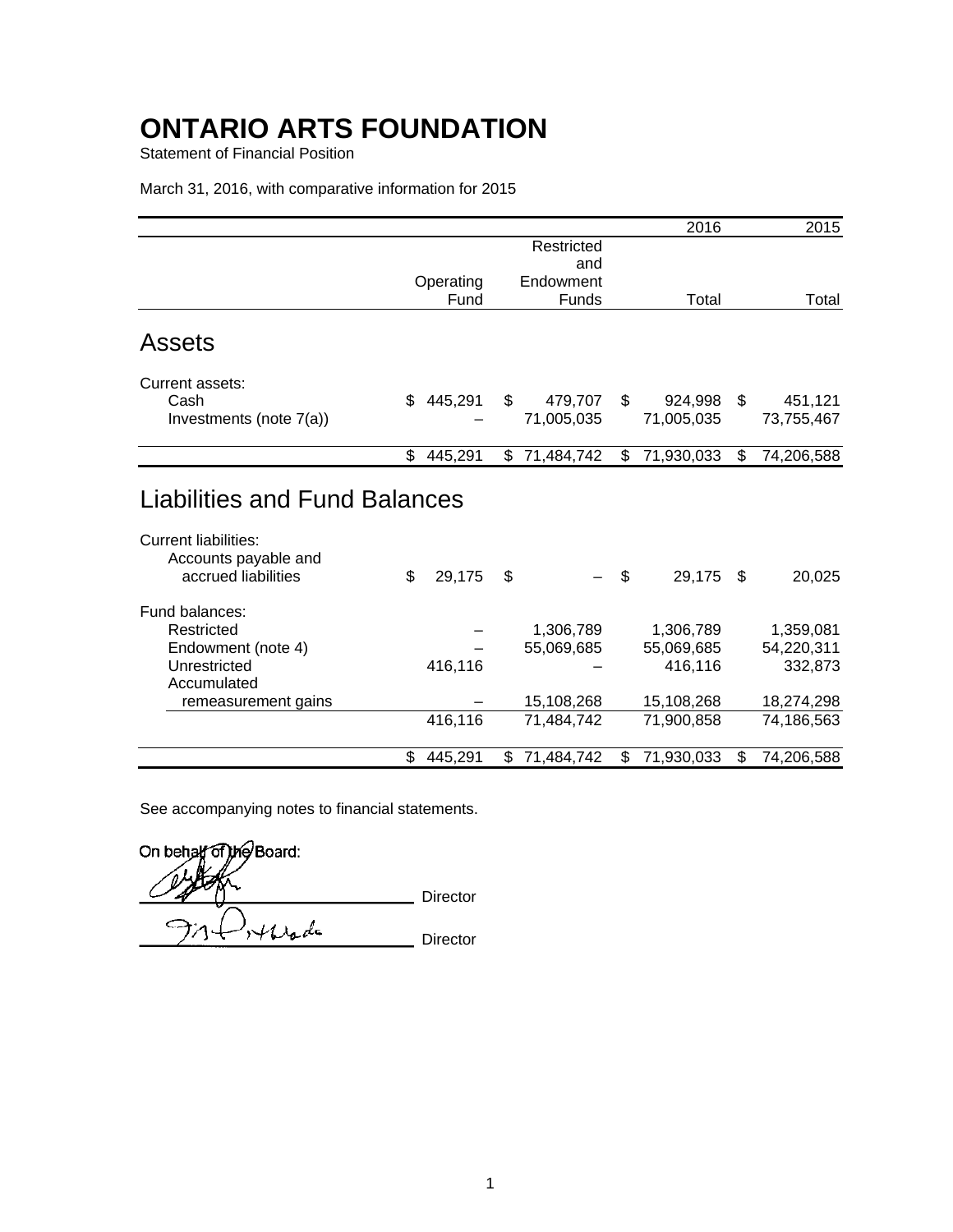# ONTARIO ARTS FOUNDATION

Statement of Financial Position

March 31, 2016, with comparative information for 2015

| | Operating Fund | Restricted and Endowment Funds | 2016 Total | 2015 Total |
|---|---|---|---|---|
| **Assets** | | | | |
| Current assets: | | | | |
| Cash | $ 445,291 | $ 479,707 | $ 924,998 | $ 451,121 |
| Investments (note 7(a)) | – | 71,005,035 | 71,005,035 | 73,755,467 |
| | $ 445,291 | $ 71,484,742 | $ 71,930,033 | $ 74,206,588 |
| **Liabilities and Fund Balances** | | | | |
| Current liabilities: | | | | |
| Accounts payable and accrued liabilities | $ 29,175 | $ – | $ 29,175 | $ 20,025 |
| Fund balances: | | | | |
| Restricted | – | 1,306,789 | 1,306,789 | 1,359,081 |
| Endowment (note 4) | – | 55,069,685 | 55,069,685 | 54,220,311 |
| Unrestricted | 416,116 | – | 416,116 | 332,873 |
| Accumulated remeasurement gains | – | 15,108,268 | 15,108,268 | 18,274,298 |
| | 416,116 | 71,484,742 | 71,900,858 | 74,186,563 |
| | $ 445,291 | $ 71,484,742 | $ 71,930,033 | $ 74,206,588 |

See accompanying notes to financial statements.

On behalf of the Board:

_______________ Director

_______________ Director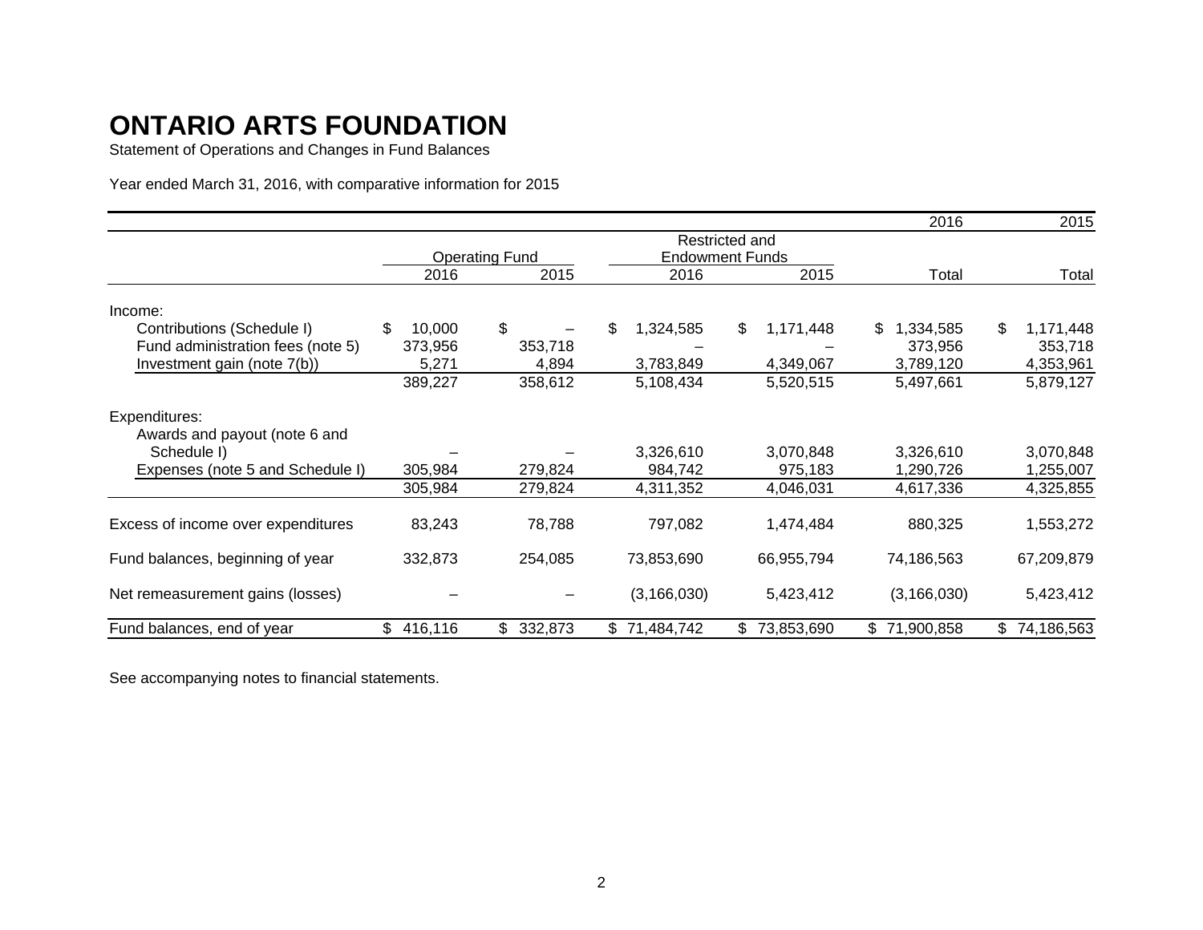# ONTARIO ARTS FOUNDATION

Statement of Operations and Changes in Fund Balances

Year ended March 31, 2016, with comparative information for 2015

| | Operating Fund | | Restricted and Endowment Funds | | 2016 | 2015 |
|---|---|---|---|---|---|---|
| | 2016 | 2015 | 2016 | 2015 | Total | Total |
| Income: | | | | | | |
| Contributions (Schedule I) | $ 10,000 | $ – | $ 1,324,585 | $ 1,171,448 | $ 1,334,585 | $ 1,171,448 |
| Fund administration fees (note 5) | 373,956 | 353,718 | – | – | 373,956 | 353,718 |
| Investment gain (note 7(b)) | 5,271 | 4,894 | 3,783,849 | 4,349,067 | 3,789,120 | 4,353,961 |
| | 389,227 | 358,612 | 5,108,434 | 5,520,515 | 5,497,661 | 5,879,127 |
| Expenditures: | | | | | | |
| Awards and payout (note 6 and Schedule I) | – | – | 3,326,610 | 3,070,848 | 3,326,610 | 3,070,848 |
| Expenses (note 5 and Schedule I) | 305,984 | 279,824 | 984,742 | 975,183 | 1,290,726 | 1,255,007 |
| | 305,984 | 279,824 | 4,311,352 | 4,046,031 | 4,617,336 | 4,325,855 |
| Excess of income over expenditures | 83,243 | 78,788 | 797,082 | 1,474,484 | 880,325 | 1,553,272 |
| Fund balances, beginning of year | 332,873 | 254,085 | 73,853,690 | 66,955,794 | 74,186,563 | 67,209,879 |
| Net remeasurement gains (losses) | – | – | (3,166,030) | 5,423,412 | (3,166,030) | 5,423,412 |
| Fund balances, end of year | $ 416,116 | $ 332,873 | $ 71,484,742 | $ 73,853,690 | $ 71,900,858 | $ 74,186,563 |

See accompanying notes to financial statements.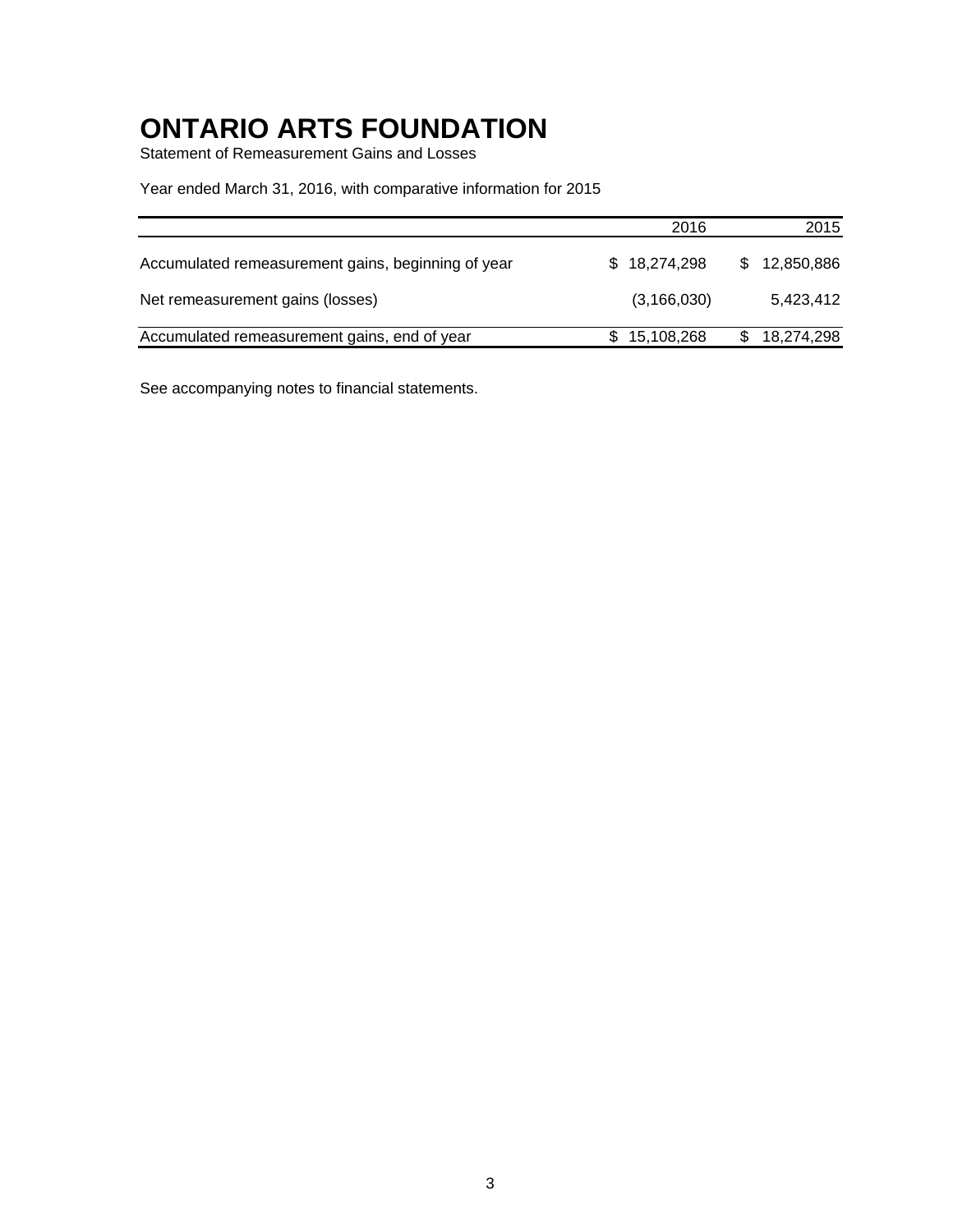# ONTARIO ARTS FOUNDATION

Statement of Remeasurement Gains and Losses

Year ended March 31, 2016, with comparative information for 2015

| | 2016 | 2015 |
|---|---|---|
| Accumulated remeasurement gains, beginning of year | $ 18,274,298 | $ 12,850,886 |
| Net remeasurement gains (losses) | (3,166,030) | 5,423,412 |
| Accumulated remeasurement gains, end of year | $ 15,108,268 | $ 18,274,298 |

See accompanying notes to financial statements.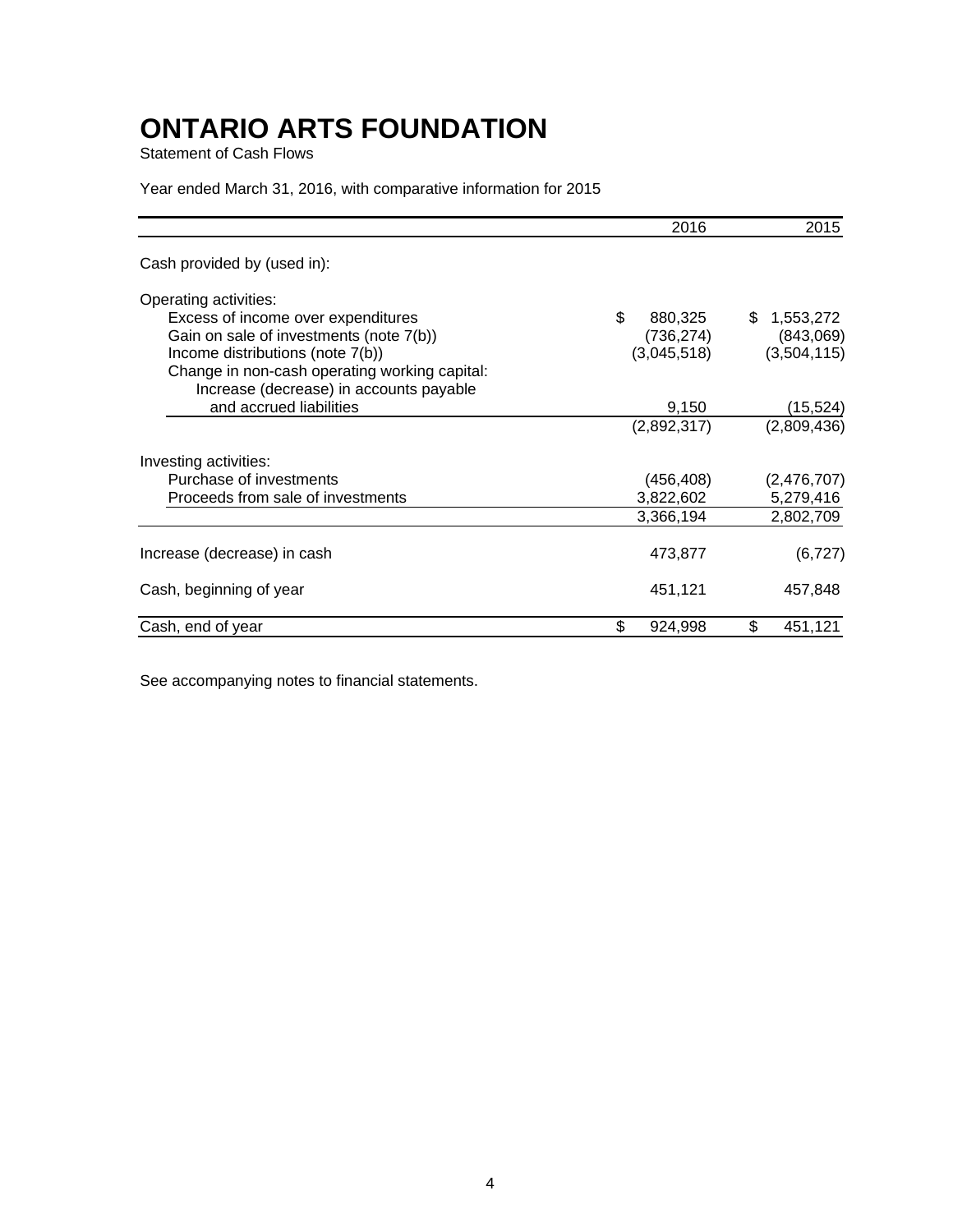# ONTARIO ARTS FOUNDATION

Statement of Cash Flows

Year ended March 31, 2016, with comparative information for 2015

| | 2016 | 2015 |
|---|---|---|
| Cash provided by (used in): | | |
| Operating activities: | | |
| Excess of income over expenditures | $ 880,325 | $ 1,553,272 |
| Gain on sale of investments (note 7(b)) | (736,274) | (843,069) |
| Income distributions (note 7(b)) | (3,045,518) | (3,504,115) |
| Change in non-cash operating working capital: | | |
| Increase (decrease) in accounts payable and accrued liabilities | 9,150 | (15,524) |
| | (2,892,317) | (2,809,436) |
| Investing activities: | | |
| Purchase of investments | (456,408) | (2,476,707) |
| Proceeds from sale of investments | 3,822,602 | 5,279,416 |
| | 3,366,194 | 2,802,709 |
| Increase (decrease) in cash | 473,877 | (6,727) |
| Cash, beginning of year | 451,121 | 457,848 |
| Cash, end of year | $ 924,998 | $ 451,121 |

See accompanying notes to financial statements.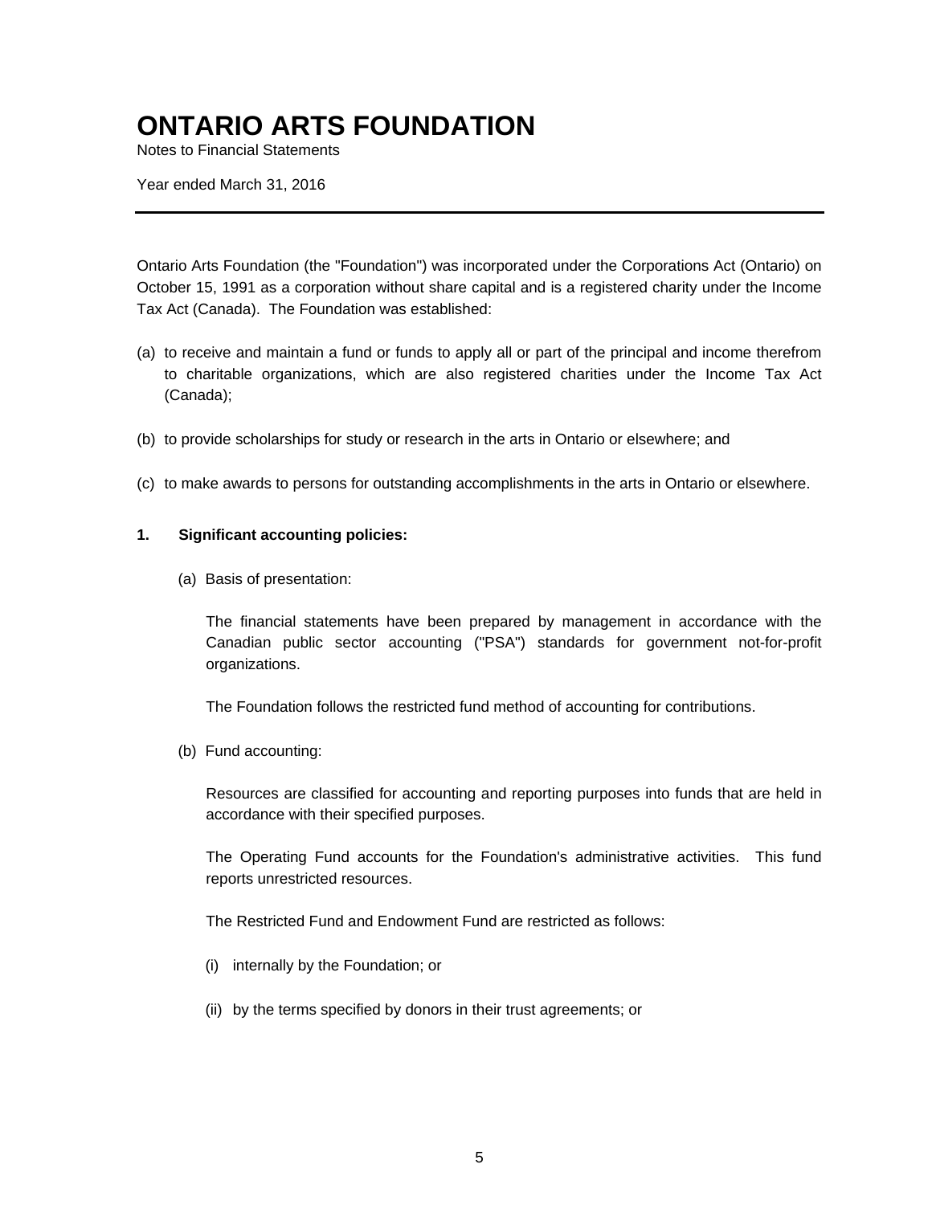# ONTARIO ARTS FOUNDATION

Notes to Financial Statements

Year ended March 31, 2016

---

Ontario Arts Foundation (the "Foundation") was incorporated under the Corporations Act (Ontario) on October 15, 1991 as a corporation without share capital and is a registered charity under the Income Tax Act (Canada). The Foundation was established:

(a) to receive and maintain a fund or funds to apply all or part of the principal and income therefrom to charitable organizations, which are also registered charities under the Income Tax Act (Canada);

(b) to provide scholarships for study or research in the arts in Ontario or elsewhere; and

(c) to make awards to persons for outstanding accomplishments in the arts in Ontario or elsewhere.

**1. Significant accounting policies:**

(a) Basis of presentation:

The financial statements have been prepared by management in accordance with the Canadian public sector accounting ("PSA") standards for government not-for-profit organizations.

The Foundation follows the restricted fund method of accounting for contributions.

(b) Fund accounting:

Resources are classified for accounting and reporting purposes into funds that are held in accordance with their specified purposes.

The Operating Fund accounts for the Foundation's administrative activities. This fund reports unrestricted resources.

The Restricted Fund and Endowment Fund are restricted as follows:

(i) internally by the Foundation; or

(ii) by the terms specified by donors in their trust agreements; or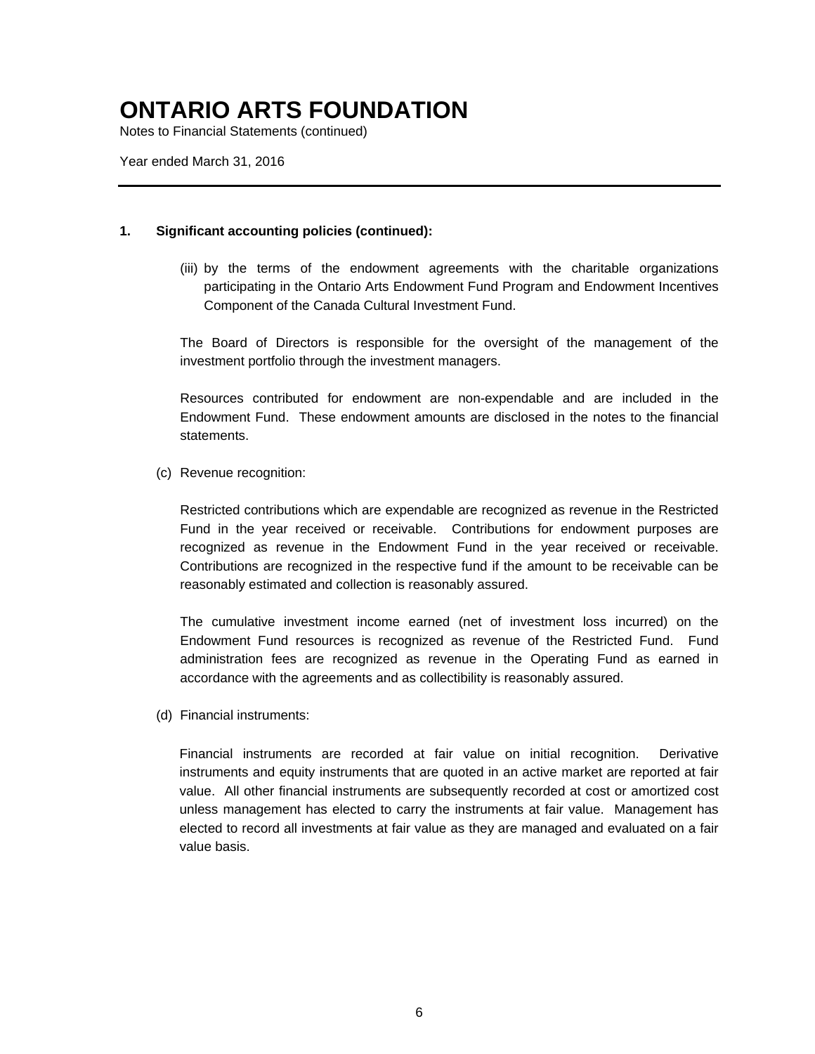# ONTARIO ARTS FOUNDATION

Notes to Financial Statements (continued)

Year ended March 31, 2016

---

**1. Significant accounting policies (continued):**

(iii) by the terms of the endowment agreements with the charitable organizations participating in the Ontario Arts Endowment Fund Program and Endowment Incentives Component of the Canada Cultural Investment Fund.

The Board of Directors is responsible for the oversight of the management of the investment portfolio through the investment managers.

Resources contributed for endowment are non-expendable and are included in the Endowment Fund. These endowment amounts are disclosed in the notes to the financial statements.

(c) Revenue recognition:

Restricted contributions which are expendable are recognized as revenue in the Restricted Fund in the year received or receivable. Contributions for endowment purposes are recognized as revenue in the Endowment Fund in the year received or receivable. Contributions are recognized in the respective fund if the amount to be receivable can be reasonably estimated and collection is reasonably assured.

The cumulative investment income earned (net of investment loss incurred) on the Endowment Fund resources is recognized as revenue of the Restricted Fund. Fund administration fees are recognized as revenue in the Operating Fund as earned in accordance with the agreements and as collectibility is reasonably assured.

(d) Financial instruments:

Financial instruments are recorded at fair value on initial recognition. Derivative instruments and equity instruments that are quoted in an active market are reported at fair value. All other financial instruments are subsequently recorded at cost or amortized cost unless management has elected to carry the instruments at fair value. Management has elected to record all investments at fair value as they are managed and evaluated on a fair value basis.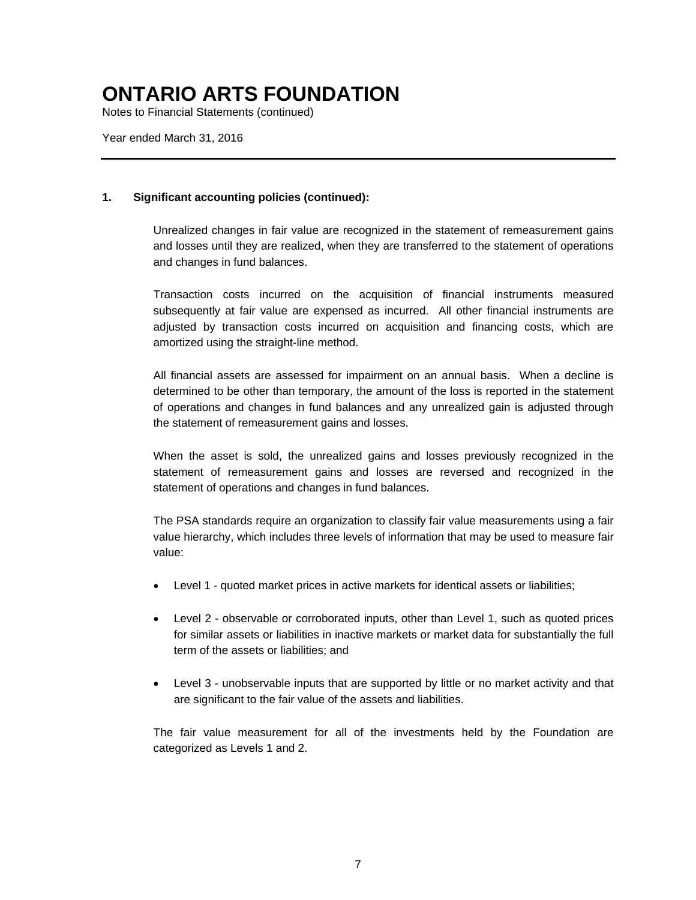# ONTARIO ARTS FOUNDATION

Notes to Financial Statements (continued)

Year ended March 31, 2016

**1. Significant accounting policies (continued):**

Unrealized changes in fair value are recognized in the statement of remeasurement gains and losses until they are realized, when they are transferred to the statement of operations and changes in fund balances.

Transaction costs incurred on the acquisition of financial instruments measured subsequently at fair value are expensed as incurred. All other financial instruments are adjusted by transaction costs incurred on acquisition and financing costs, which are amortized using the straight-line method.

All financial assets are assessed for impairment on an annual basis. When a decline is determined to be other than temporary, the amount of the loss is reported in the statement of operations and changes in fund balances and any unrealized gain is adjusted through the statement of remeasurement gains and losses.

When the asset is sold, the unrealized gains and losses previously recognized in the statement of remeasurement gains and losses are reversed and recognized in the statement of operations and changes in fund balances.

The PSA standards require an organization to classify fair value measurements using a fair value hierarchy, which includes three levels of information that may be used to measure fair value:

- Level 1 - quoted market prices in active markets for identical assets or liabilities;
- Level 2 - observable or corroborated inputs, other than Level 1, such as quoted prices for similar assets or liabilities in inactive markets or market data for substantially the full term of the assets or liabilities; and
- Level 3 - unobservable inputs that are supported by little or no market activity and that are significant to the fair value of the assets and liabilities.

The fair value measurement for all of the investments held by the Foundation are categorized as Levels 1 and 2.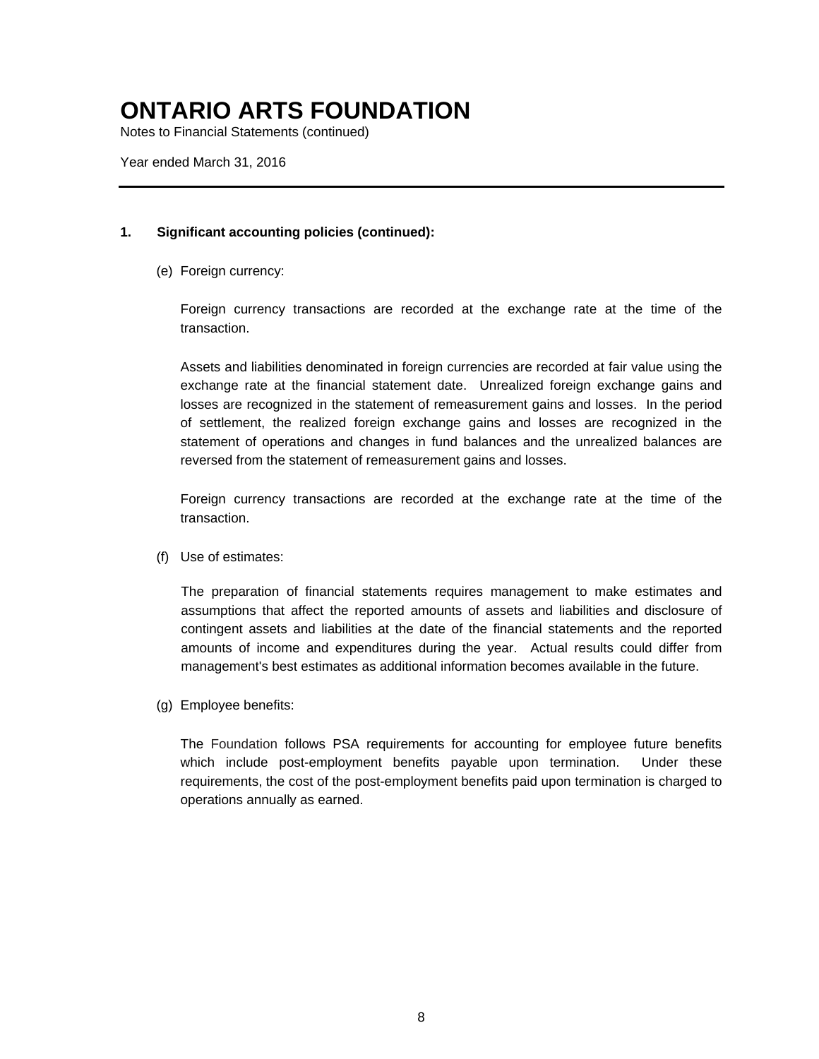# ONTARIO ARTS FOUNDATION

Notes to Financial Statements (continued)

Year ended March 31, 2016

## 1. Significant accounting policies (continued):

(e) Foreign currency:

Foreign currency transactions are recorded at the exchange rate at the time of the transaction.

Assets and liabilities denominated in foreign currencies are recorded at fair value using the exchange rate at the financial statement date. Unrealized foreign exchange gains and losses are recognized in the statement of remeasurement gains and losses. In the period of settlement, the realized foreign exchange gains and losses are recognized in the statement of operations and changes in fund balances and the unrealized balances are reversed from the statement of remeasurement gains and losses.

Foreign currency transactions are recorded at the exchange rate at the time of the transaction.

(f) Use of estimates:

The preparation of financial statements requires management to make estimates and assumptions that affect the reported amounts of assets and liabilities and disclosure of contingent assets and liabilities at the date of the financial statements and the reported amounts of income and expenditures during the year. Actual results could differ from management's best estimates as additional information becomes available in the future.

(g) Employee benefits:

The Foundation follows PSA requirements for accounting for employee future benefits which include post-employment benefits payable upon termination. Under these requirements, the cost of the post-employment benefits paid upon termination is charged to operations annually as earned.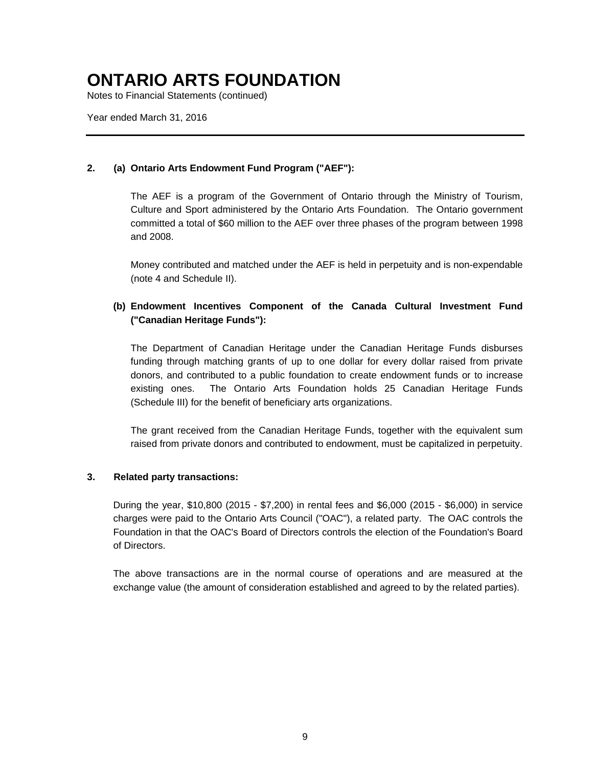# ONTARIO ARTS FOUNDATION

Notes to Financial Statements (continued)

Year ended March 31, 2016

**2. (a) Ontario Arts Endowment Fund Program ("AEF"):**

The AEF is a program of the Government of Ontario through the Ministry of Tourism, Culture and Sport administered by the Ontario Arts Foundation. The Ontario government committed a total of $60 million to the AEF over three phases of the program between 1998 and 2008.

Money contributed and matched under the AEF is held in perpetuity and is non-expendable (note 4 and Schedule II).

**(b) Endowment Incentives Component of the Canada Cultural Investment Fund ("Canadian Heritage Funds"):**

The Department of Canadian Heritage under the Canadian Heritage Funds disburses funding through matching grants of up to one dollar for every dollar raised from private donors, and contributed to a public foundation to create endowment funds or to increase existing ones. The Ontario Arts Foundation holds 25 Canadian Heritage Funds (Schedule III) for the benefit of beneficiary arts organizations.

The grant received from the Canadian Heritage Funds, together with the equivalent sum raised from private donors and contributed to endowment, must be capitalized in perpetuity.

**3. Related party transactions:**

During the year, $10,800 (2015 - $7,200) in rental fees and $6,000 (2015 - $6,000) in service charges were paid to the Ontario Arts Council ("OAC"), a related party. The OAC controls the Foundation in that the OAC's Board of Directors controls the election of the Foundation's Board of Directors.

The above transactions are in the normal course of operations and are measured at the exchange value (the amount of consideration established and agreed to by the related parties).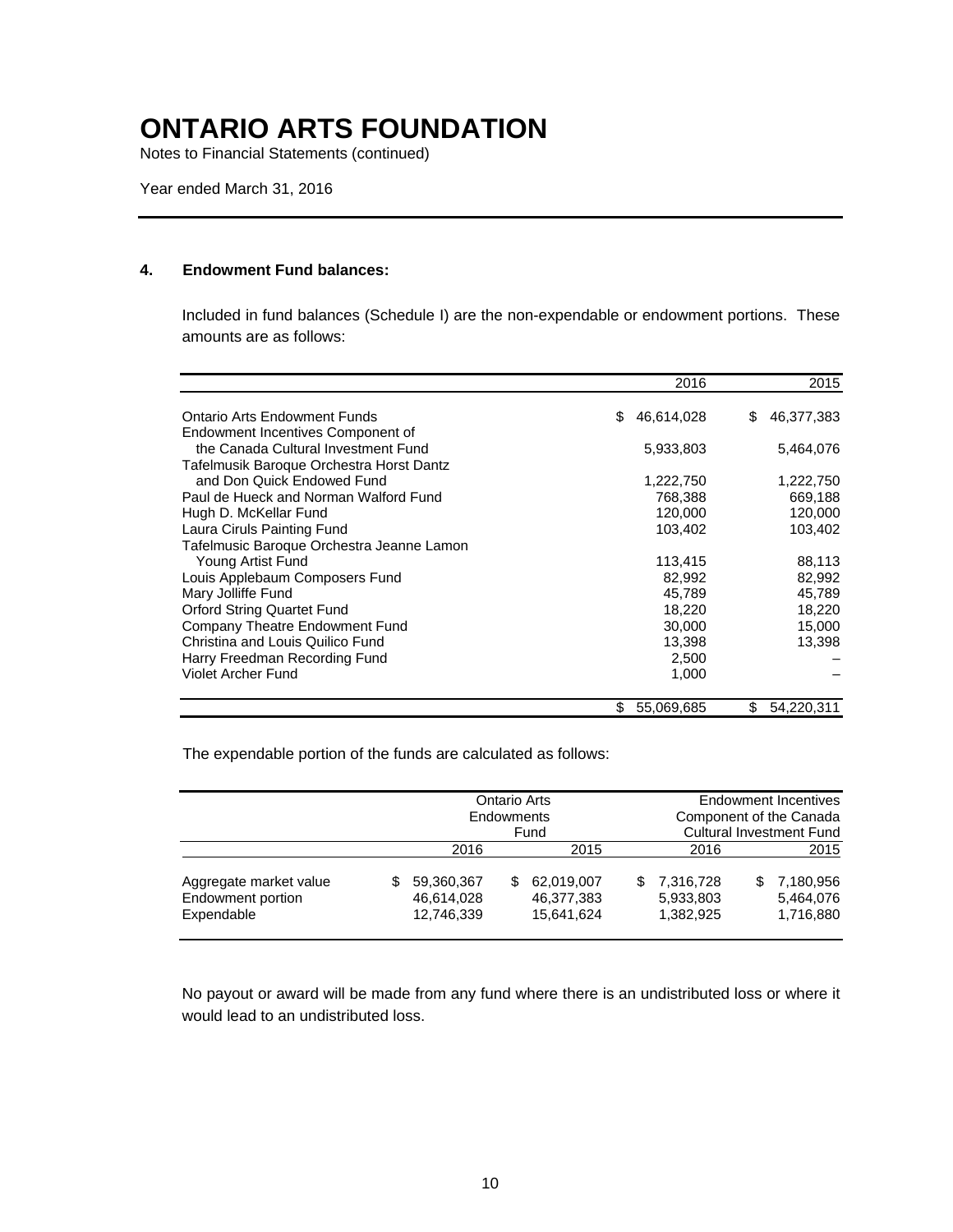# ONTARIO ARTS FOUNDATION

Notes to Financial Statements (continued)

Year ended March 31, 2016

### 4. Endowment Fund balances:

Included in fund balances (Schedule I) are the non-expendable or endowment portions. These amounts are as follows:

| | 2016 | 2015 |
|---|---|---|
| Ontario Arts Endowment Funds | $ 46,614,028 | $ 46,377,383 |
| Endowment Incentives Component of the Canada Cultural Investment Fund | 5,933,803 | 5,464,076 |
| Tafelmusik Baroque Orchestra Horst Dantz and Don Quick Endowed Fund | 1,222,750 | 1,222,750 |
| Paul de Hueck and Norman Walford Fund | 768,388 | 669,188 |
| Hugh D. McKellar Fund | 120,000 | 120,000 |
| Laura Ciruls Painting Fund | 103,402 | 103,402 |
| Tafelmusic Baroque Orchestra Jeanne Lamon Young Artist Fund | 113,415 | 88,113 |
| Louis Applebaum Composers Fund | 82,992 | 82,992 |
| Mary Jolliffe Fund | 45,789 | 45,789 |
| Orford String Quartet Fund | 18,220 | 18,220 |
| Company Theatre Endowment Fund | 30,000 | 15,000 |
| Christina and Louis Quilico Fund | 13,398 | 13,398 |
| Harry Freedman Recording Fund | 2,500 | – |
| Violet Archer Fund | 1,000 | – |
| | $ 55,069,685 | $ 54,220,311 |

The expendable portion of the funds are calculated as follows:

| | Ontario Arts Endowments Fund | | Endowment Incentives Component of the Canada Cultural Investment Fund | |
|---|---|---|---|---|
| | 2016 | 2015 | 2016 | 2015 |
| Aggregate market value | $ 59,360,367 | $ 62,019,007 | $ 7,316,728 | $ 7,180,956 |
| Endowment portion | 46,614,028 | 46,377,383 | 5,933,803 | 5,464,076 |
| Expendable | 12,746,339 | 15,641,624 | 1,382,925 | 1,716,880 |

No payout or award will be made from any fund where there is an undistributed loss or where it would lead to an undistributed loss.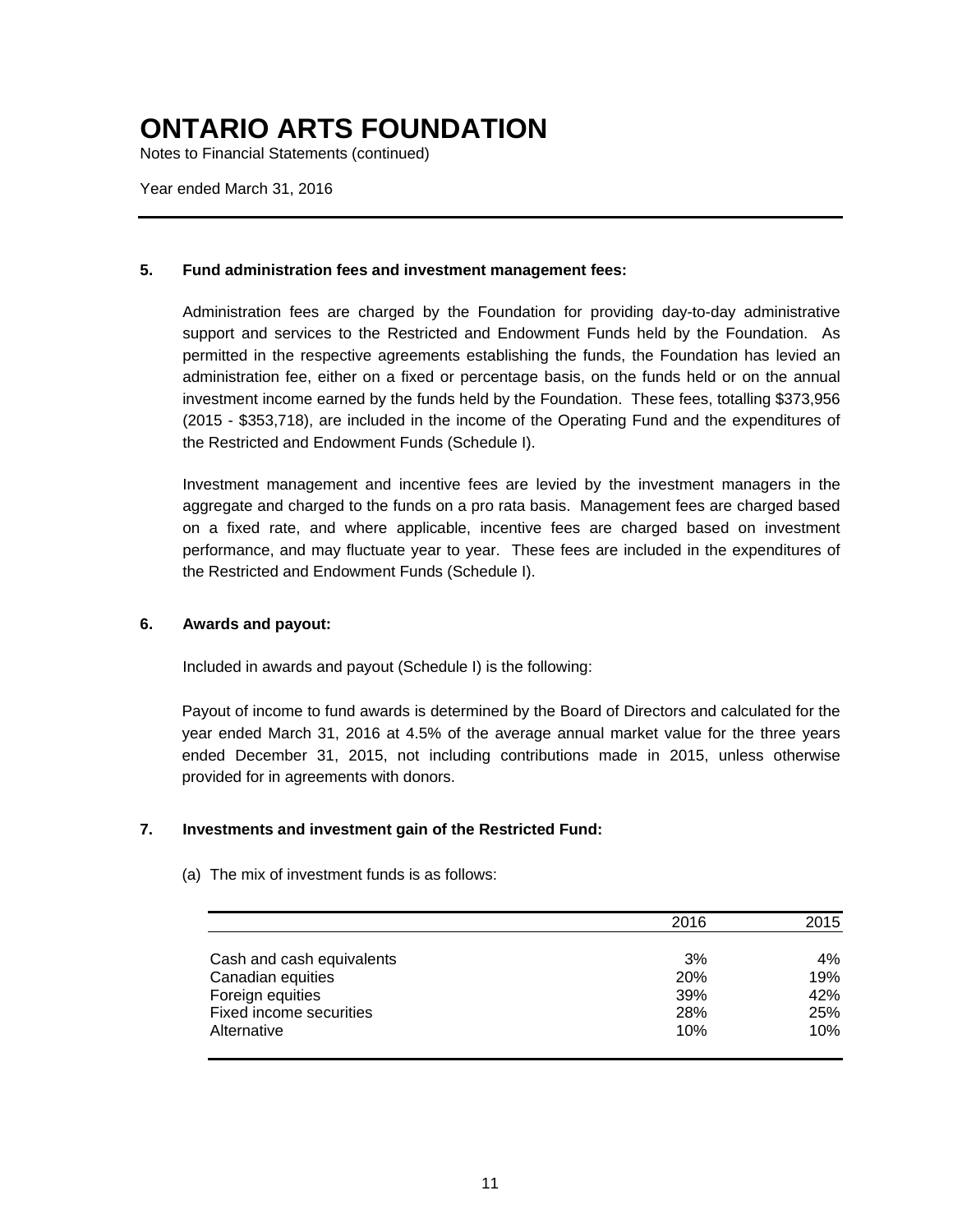# ONTARIO ARTS FOUNDATION

Notes to Financial Statements (continued)

Year ended March 31, 2016

## 5. Fund administration fees and investment management fees:

Administration fees are charged by the Foundation for providing day-to-day administrative support and services to the Restricted and Endowment Funds held by the Foundation. As permitted in the respective agreements establishing the funds, the Foundation has levied an administration fee, either on a fixed or percentage basis, on the funds held or on the annual investment income earned by the funds held by the Foundation. These fees, totalling $373,956 (2015 - $353,718), are included in the income of the Operating Fund and the expenditures of the Restricted and Endowment Funds (Schedule I).

Investment management and incentive fees are levied by the investment managers in the aggregate and charged to the funds on a pro rata basis. Management fees are charged based on a fixed rate, and where applicable, incentive fees are charged based on investment performance, and may fluctuate year to year. These fees are included in the expenditures of the Restricted and Endowment Funds (Schedule I).

## 6. Awards and payout:

Included in awards and payout (Schedule I) is the following:

Payout of income to fund awards is determined by the Board of Directors and calculated for the year ended March 31, 2016 at 4.5% of the average annual market value for the three years ended December 31, 2015, not including contributions made in 2015, unless otherwise provided for in agreements with donors.

## 7. Investments and investment gain of the Restricted Fund:

(a) The mix of investment funds is as follows:

| | 2016 | 2015 |
|---|---|---|
| Cash and cash equivalents | 3% | 4% |
| Canadian equities | 20% | 19% |
| Foreign equities | 39% | 42% |
| Fixed income securities | 28% | 25% |
| Alternative | 10% | 10% |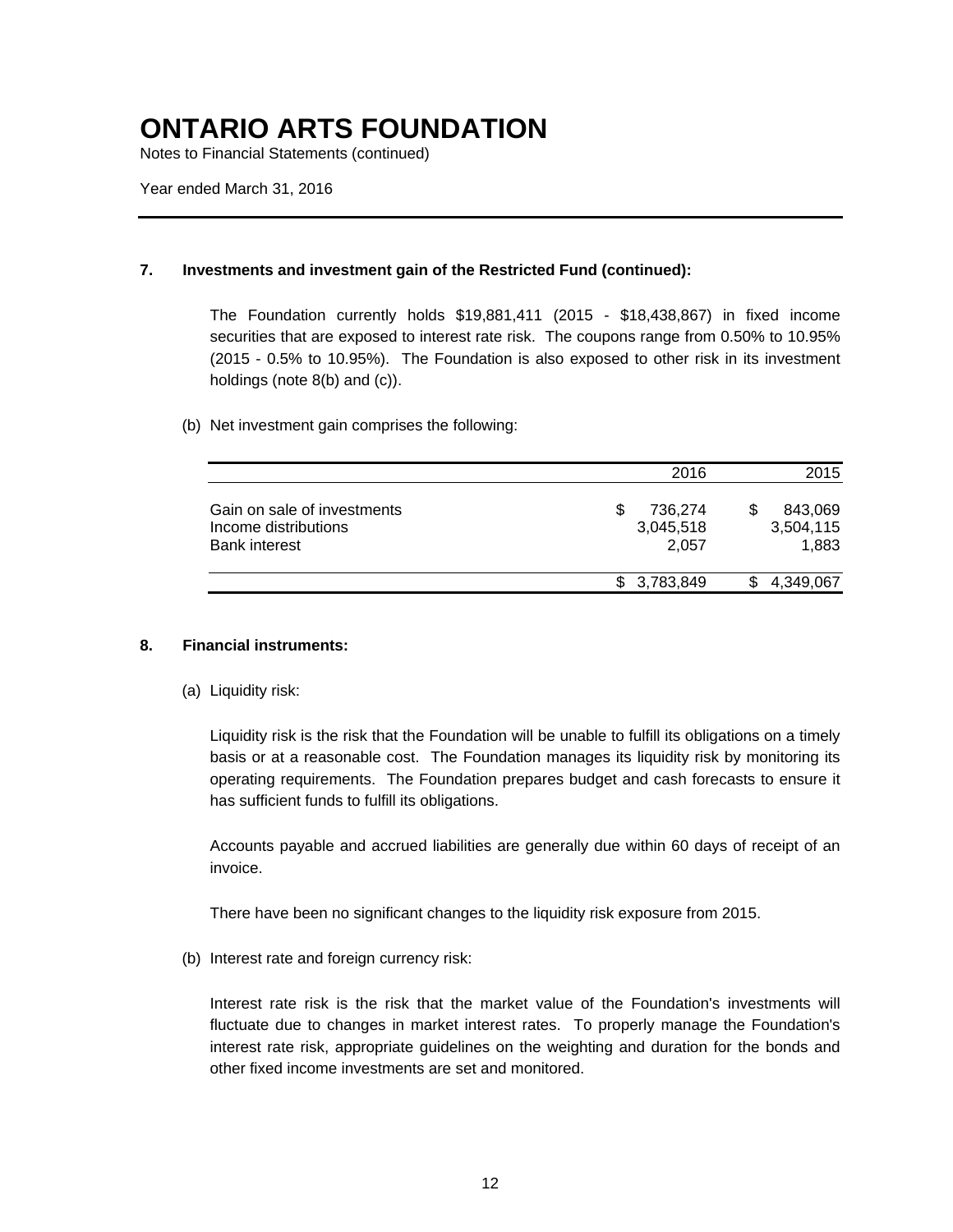# ONTARIO ARTS FOUNDATION

Notes to Financial Statements (continued)

Year ended March 31, 2016

---

**7. Investments and investment gain of the Restricted Fund (continued):**

The Foundation currently holds $19,881,411 (2015 - $18,438,867) in fixed income securities that are exposed to interest rate risk. The coupons range from 0.50% to 10.95% (2015 - 0.5% to 10.95%). The Foundation is also exposed to other risk in its investment holdings (note 8(b) and (c)).

(b) Net investment gain comprises the following:

| | 2016 | 2015 |
|---|---|---|
| Gain on sale of investments | $ 736,274 | $ 843,069 |
| Income distributions | 3,045,518 | 3,504,115 |
| Bank interest | 2,057 | 1,883 |
| | $ 3,783,849 | $ 4,349,067 |

**8. Financial instruments:**

(a) Liquidity risk:

Liquidity risk is the risk that the Foundation will be unable to fulfill its obligations on a timely basis or at a reasonable cost. The Foundation manages its liquidity risk by monitoring its operating requirements. The Foundation prepares budget and cash forecasts to ensure it has sufficient funds to fulfill its obligations.

Accounts payable and accrued liabilities are generally due within 60 days of receipt of an invoice.

There have been no significant changes to the liquidity risk exposure from 2015.

(b) Interest rate and foreign currency risk:

Interest rate risk is the risk that the market value of the Foundation's investments will fluctuate due to changes in market interest rates. To properly manage the Foundation's interest rate risk, appropriate guidelines on the weighting and duration for the bonds and other fixed income investments are set and monitored.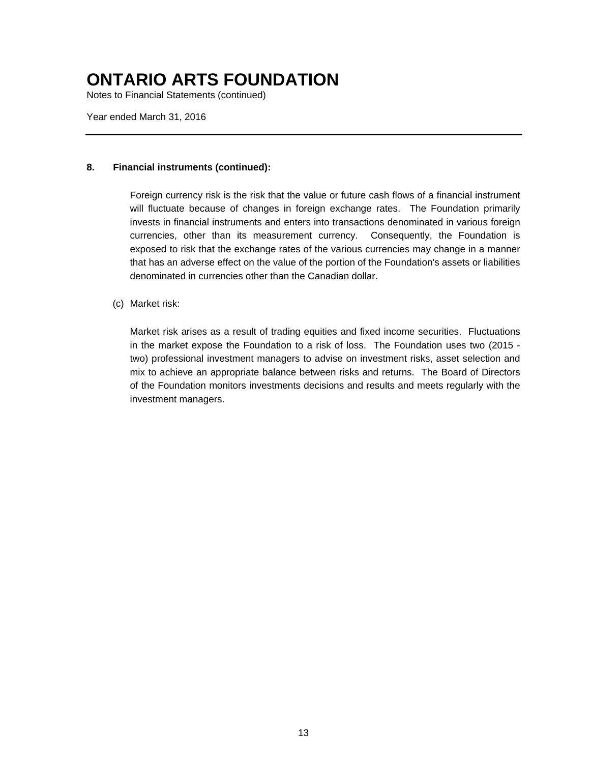# ONTARIO ARTS FOUNDATION

Notes to Financial Statements (continued)

Year ended March 31, 2016

---

**8. Financial instruments (continued):**

Foreign currency risk is the risk that the value or future cash flows of a financial instrument will fluctuate because of changes in foreign exchange rates. The Foundation primarily invests in financial instruments and enters into transactions denominated in various foreign currencies, other than its measurement currency. Consequently, the Foundation is exposed to risk that the exchange rates of the various currencies may change in a manner that has an adverse effect on the value of the portion of the Foundation's assets or liabilities denominated in currencies other than the Canadian dollar.

(c) Market risk:

Market risk arises as a result of trading equities and fixed income securities. Fluctuations in the market expose the Foundation to a risk of loss. The Foundation uses two (2015 - two) professional investment managers to advise on investment risks, asset selection and mix to achieve an appropriate balance between risks and returns. The Board of Directors of the Foundation monitors investments decisions and results and meets regularly with the investment managers.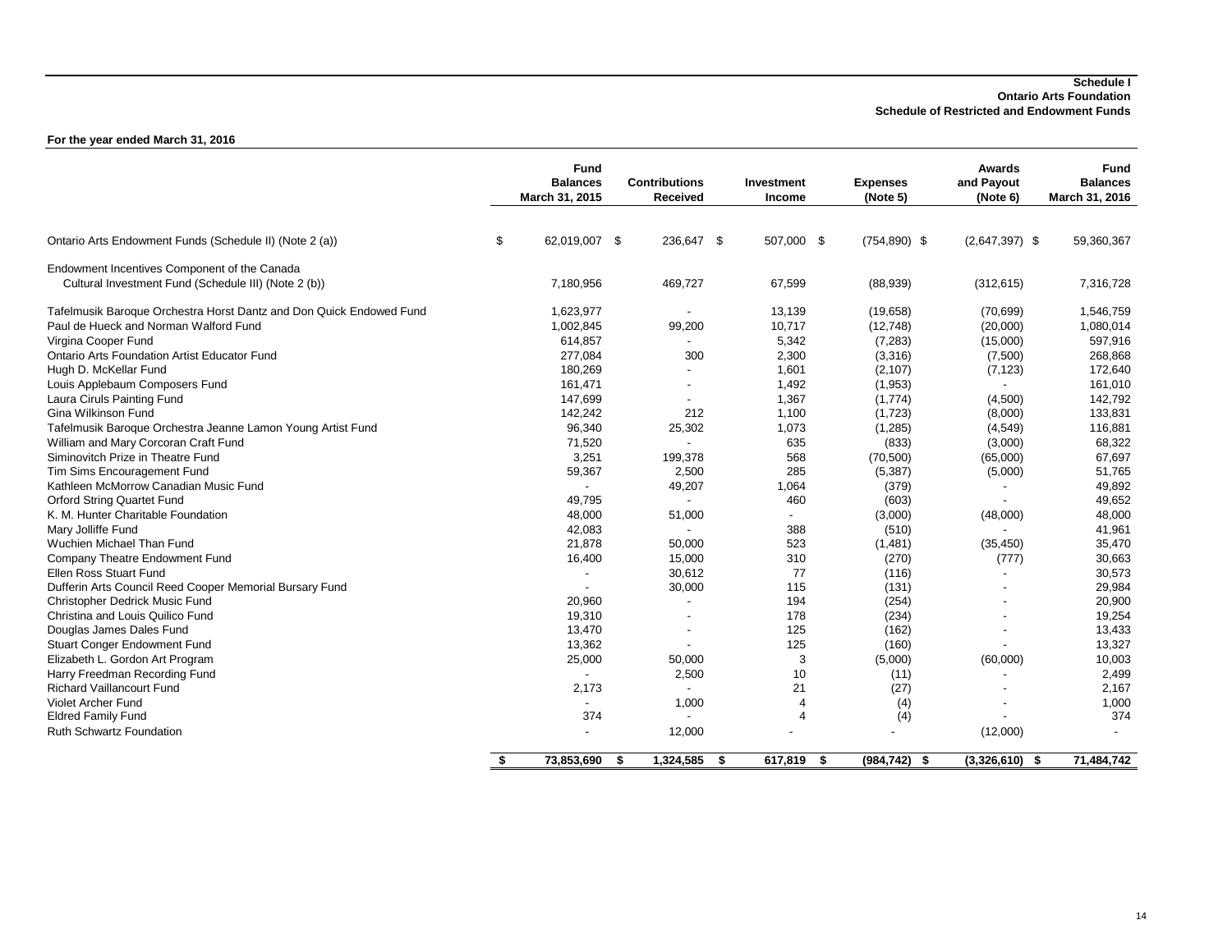**Schedule I**
**Ontario Arts Foundation**
**Schedule of Restricted and Endowment Funds**

**For the year ended March 31, 2016**

| | Fund Balances March 31, 2015 | Contributions Received | Investment Income | Expenses (Note 5) | Awards and Payout (Note 6) | Fund Balances March 31, 2016 |
|---|---|---|---|---|---|---|
| Ontario Arts Endowment Funds (Schedule II) (Note 2 (a)) | $ 62,019,007 | $ 236,647 | $ 507,000 | $ (754,890) | $ (2,647,397) | $ 59,360,367 |
| Endowment Incentives Component of the Canada Cultural Investment Fund (Schedule III) (Note 2 (b)) | 7,180,956 | 469,727 | 67,599 | (88,939) | (312,615) | 7,316,728 |
| Tafelmusik Baroque Orchestra Horst Dantz and Don Quick Endowed Fund | 1,623,977 | - | 13,139 | (19,658) | (70,699) | 1,546,759 |
| Paul de Hueck and Norman Walford Fund | 1,002,845 | 99,200 | 10,717 | (12,748) | (20,000) | 1,080,014 |
| Virgina Cooper Fund | 614,857 | - | 5,342 | (7,283) | (15,000) | 597,916 |
| Ontario Arts Foundation Artist Educator Fund | 277,084 | 300 | 2,300 | (3,316) | (7,500) | 268,868 |
| Hugh D. McKellar Fund | 180,269 | - | 1,601 | (2,107) | (7,123) | 172,640 |
| Louis Applebaum Composers Fund | 161,471 | - | 1,492 | (1,953) | - | 161,010 |
| Laura Ciruls Painting Fund | 147,699 | - | 1,367 | (1,774) | (4,500) | 142,792 |
| Gina Wilkinson Fund | 142,242 | 212 | 1,100 | (1,723) | (8,000) | 133,831 |
| Tafelmusik Baroque Orchestra Jeanne Lamon Young Artist Fund | 96,340 | 25,302 | 1,073 | (1,285) | (4,549) | 116,881 |
| William and Mary Corcoran Craft Fund | 71,520 | - | 635 | (833) | (3,000) | 68,322 |
| Siminovitch Prize in Theatre Fund | 3,251 | 199,378 | 568 | (70,500) | (65,000) | 67,697 |
| Tim Sims Encouragement Fund | 59,367 | 2,500 | 285 | (5,387) | (5,000) | 51,765 |
| Kathleen McMorrow Canadian Music Fund | - | 49,207 | 1,064 | (379) | - | 49,892 |
| Orford String Quartet Fund | 49,795 | - | 460 | (603) | - | 49,652 |
| K. M. Hunter Charitable Foundation | 48,000 | 51,000 | - | (3,000) | (48,000) | 48,000 |
| Mary Jolliffe Fund | 42,083 | - | 388 | (510) | - | 41,961 |
| Wuchien Michael Than Fund | 21,878 | 50,000 | 523 | (1,481) | (35,450) | 35,470 |
| Company Theatre Endowment Fund | 16,400 | 15,000 | 310 | (270) | (777) | 30,663 |
| Ellen Ross Stuart Fund | - | 30,612 | 77 | (116) | - | 30,573 |
| Dufferin Arts Council Reed Cooper Memorial Bursary Fund | - | 30,000 | 115 | (131) | - | 29,984 |
| Christopher Dedrick Music Fund | 20,960 | - | 194 | (254) | - | 20,900 |
| Christina and Louis Quilico Fund | 19,310 | - | 178 | (234) | - | 19,254 |
| Douglas James Dales Fund | 13,470 | - | 125 | (162) | - | 13,433 |
| Stuart Conger Endowment Fund | 13,362 | - | 125 | (160) | - | 13,327 |
| Elizabeth L. Gordon Art Program | 25,000 | 50,000 | 3 | (5,000) | (60,000) | 10,003 |
| Harry Freedman Recording Fund | - | 2,500 | 10 | (11) | - | 2,499 |
| Richard Vaillancourt Fund | 2,173 | - | 21 | (27) | - | 2,167 |
| Violet Archer Fund | - | 1,000 | 4 | (4) | - | 1,000 |
| Eldred Family Fund | 374 | - | 4 | (4) | - | 374 |
| Ruth Schwartz Foundation | - | 12,000 | - | - | (12,000) | - |
| | **$ 73,853,690** | **$ 1,324,585** | **$ 617,819** | **$ (984,742)** | **$ (3,326,610)** | **$ 71,484,742** |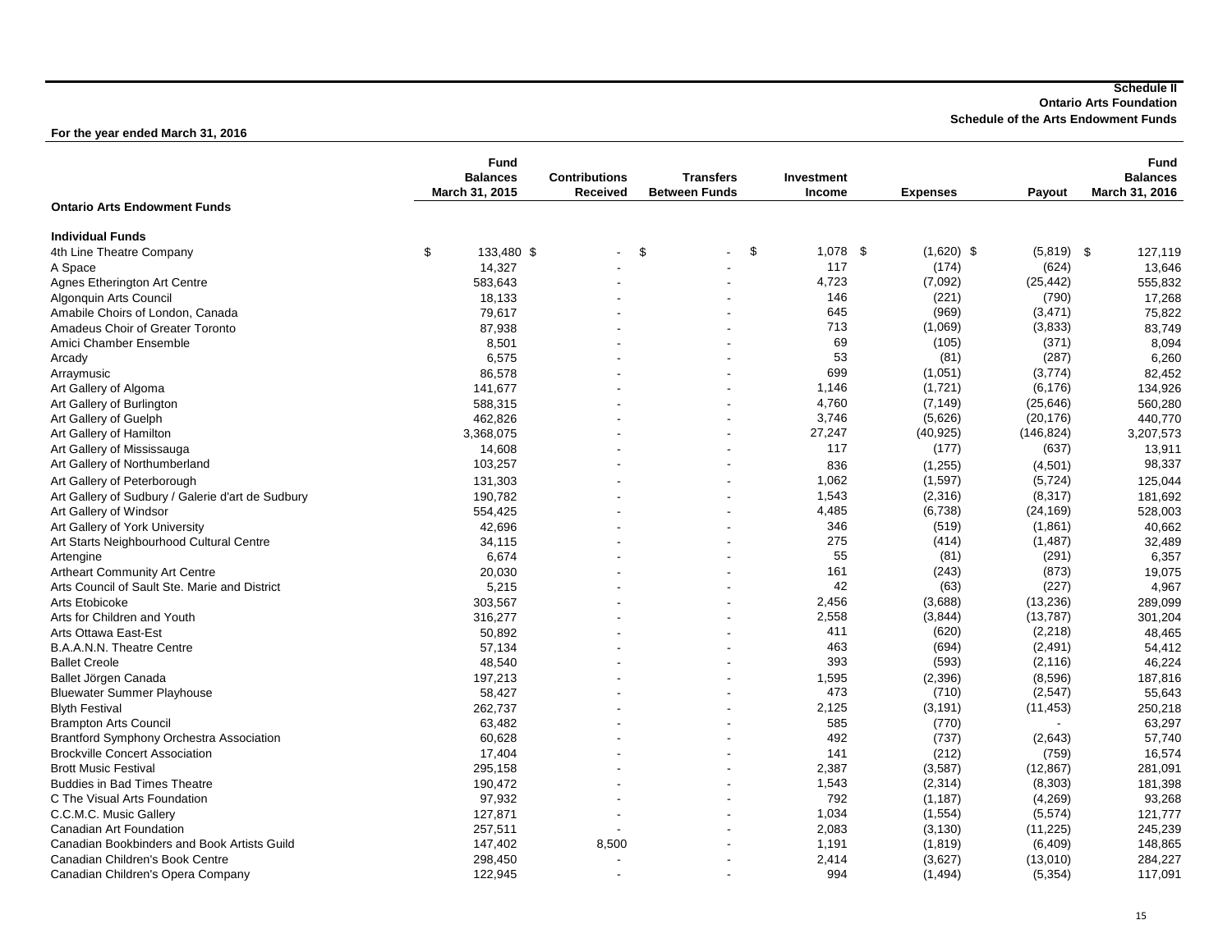**Schedule II**
**Ontario Arts Foundation**
**Schedule of the Arts Endowment Funds**

**For the year ended March 31, 2016**

| Ontario Arts Endowment Funds | Fund Balances March 31, 2015 | Contributions Received | Transfers Between Funds | Investment Income | Expenses | Payout | Fund Balances March 31, 2016 |
|---|---|---|---|---|---|---|---|
| **Individual Funds** | | | | | | | |
| 4th Line Theatre Company | $ 133,480 | $ - | $ - | $ 1,078 | $ (1,620) | $ (5,819) | $ 127,119 |
| A Space | 14,327 | - | - | 117 | (174) | (624) | 13,646 |
| Agnes Etherington Art Centre | 583,643 | - | - | 4,723 | (7,092) | (25,442) | 555,832 |
| Algonquin Arts Council | 18,133 | - | - | 146 | (221) | (790) | 17,268 |
| Amabile Choirs of London, Canada | 79,617 | - | - | 645 | (969) | (3,471) | 75,822 |
| Amadeus Choir of Greater Toronto | 87,938 | - | - | 713 | (1,069) | (3,833) | 83,749 |
| Amici Chamber Ensemble | 8,501 | - | - | 69 | (105) | (371) | 8,094 |
| Arcady | 6,575 | - | - | 53 | (81) | (287) | 6,260 |
| Arraymusic | 86,578 | - | - | 699 | (1,051) | (3,774) | 82,452 |
| Art Gallery of Algoma | 141,677 | - | - | 1,146 | (1,721) | (6,176) | 134,926 |
| Art Gallery of Burlington | 588,315 | - | - | 4,760 | (7,149) | (25,646) | 560,280 |
| Art Gallery of Guelph | 462,826 | - | - | 3,746 | (5,626) | (20,176) | 440,770 |
| Art Gallery of Hamilton | 3,368,075 | - | - | 27,247 | (40,925) | (146,824) | 3,207,573 |
| Art Gallery of Mississauga | 14,608 | - | - | 117 | (177) | (637) | 13,911 |
| Art Gallery of Northumberland | 103,257 | - | - | 836 | (1,255) | (4,501) | 98,337 |
| Art Gallery of Peterborough | 131,303 | - | - | 1,062 | (1,597) | (5,724) | 125,044 |
| Art Gallery of Sudbury / Galerie d'art de Sudbury | 190,782 | - | - | 1,543 | (2,316) | (8,317) | 181,692 |
| Art Gallery of Windsor | 554,425 | - | - | 4,485 | (6,738) | (24,169) | 528,003 |
| Art Gallery of York University | 42,696 | - | - | 346 | (519) | (1,861) | 40,662 |
| Art Starts Neighbourhood Cultural Centre | 34,115 | - | - | 275 | (414) | (1,487) | 32,489 |
| Artengine | 6,674 | - | - | 55 | (81) | (291) | 6,357 |
| Artheart Community Art Centre | 20,030 | - | - | 161 | (243) | (873) | 19,075 |
| Arts Council of Sault Ste. Marie and District | 5,215 | - | - | 42 | (63) | (227) | 4,967 |
| Arts Etobicoke | 303,567 | - | - | 2,456 | (3,688) | (13,236) | 289,099 |
| Arts for Children and Youth | 316,277 | - | - | 2,558 | (3,844) | (13,787) | 301,204 |
| Arts Ottawa East-Est | 50,892 | - | - | 411 | (620) | (2,218) | 48,465 |
| B.A.A.N.N. Theatre Centre | 57,134 | - | - | 463 | (694) | (2,491) | 54,412 |
| Ballet Creole | 48,540 | - | - | 393 | (593) | (2,116) | 46,224 |
| Ballet Jörgen Canada | 197,213 | - | - | 1,595 | (2,396) | (8,596) | 187,816 |
| Bluewater Summer Playhouse | 58,427 | - | - | 473 | (710) | (2,547) | 55,643 |
| Blyth Festival | 262,737 | - | - | 2,125 | (3,191) | (11,453) | 250,218 |
| Brampton Arts Council | 63,482 | - | - | 585 | (770) | - | 63,297 |
| Brantford Symphony Orchestra Association | 60,628 | - | - | 492 | (737) | (2,643) | 57,740 |
| Brockville Concert Association | 17,404 | - | - | 141 | (212) | (759) | 16,574 |
| Brott Music Festival | 295,158 | - | - | 2,387 | (3,587) | (12,867) | 281,091 |
| Buddies in Bad Times Theatre | 190,472 | - | - | 1,543 | (2,314) | (8,303) | 181,398 |
| C The Visual Arts Foundation | 97,932 | - | - | 792 | (1,187) | (4,269) | 93,268 |
| C.C.M.C. Music Gallery | 127,871 | - | - | 1,034 | (1,554) | (5,574) | 121,777 |
| Canadian Art Foundation | 257,511 | - | - | 2,083 | (3,130) | (11,225) | 245,239 |
| Canadian Bookbinders and Book Artists Guild | 147,402 | 8,500 | - | 1,191 | (1,819) | (6,409) | 148,865 |
| Canadian Children's Book Centre | 298,450 | - | - | 2,414 | (3,627) | (13,010) | 284,227 |
| Canadian Children's Opera Company | 122,945 | - | - | 994 | (1,494) | (5,354) | 117,091 |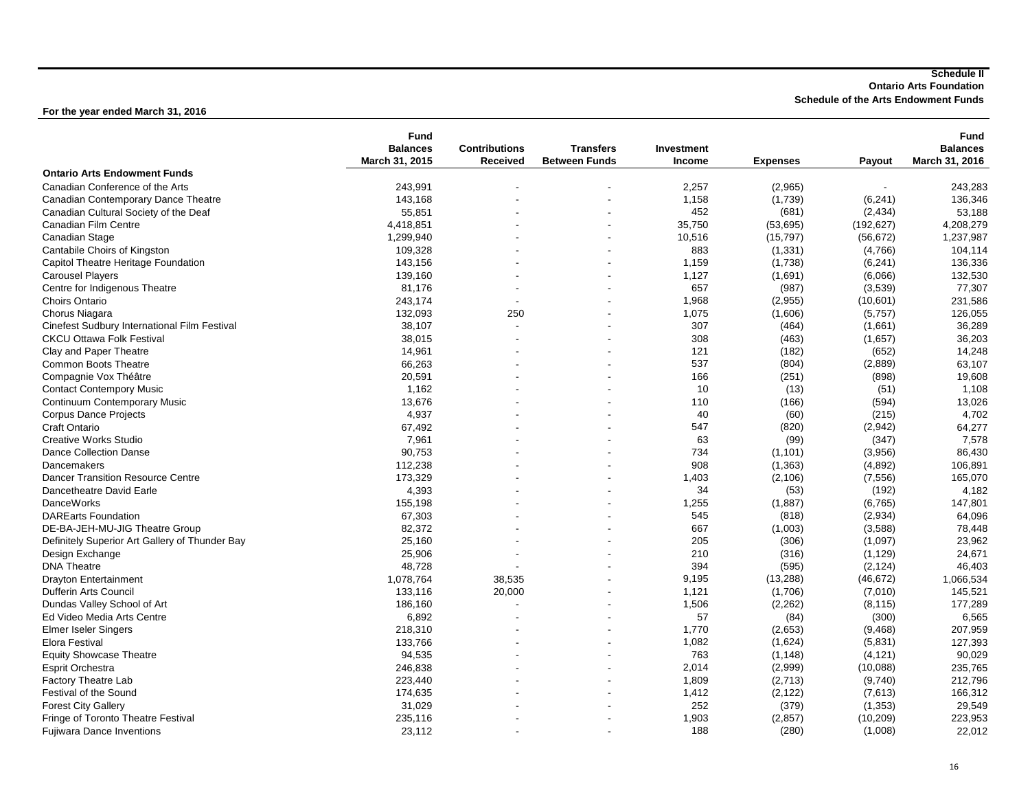**Schedule II**
**Ontario Arts Foundation**
**Schedule of the Arts Endowment Funds**

**For the year ended March 31, 2016**

| | Fund Balances March 31, 2015 | Contributions Received | Transfers Between Funds | Investment Income | Expenses | Payout | Fund Balances March 31, 2016 |
|---|---|---|---|---|---|---|---|
| **Ontario Arts Endowment Funds** | | | | | | | |
| Canadian Conference of the Arts | 243,991 | - | - | 2,257 | (2,965) | - | 243,283 |
| Canadian Contemporary Dance Theatre | 143,168 | - | - | 1,158 | (1,739) | (6,241) | 136,346 |
| Canadian Cultural Society of the Deaf | 55,851 | - | - | 452 | (681) | (2,434) | 53,188 |
| Canadian Film Centre | 4,418,851 | - | - | 35,750 | (53,695) | (192,627) | 4,208,279 |
| Canadian Stage | 1,299,940 | - | - | 10,516 | (15,797) | (56,672) | 1,237,987 |
| Cantabile Choirs of Kingston | 109,328 | - | - | 883 | (1,331) | (4,766) | 104,114 |
| Capitol Theatre Heritage Foundation | 143,156 | - | - | 1,159 | (1,738) | (6,241) | 136,336 |
| Carousel Players | 139,160 | - | - | 1,127 | (1,691) | (6,066) | 132,530 |
| Centre for Indigenous Theatre | 81,176 | - | - | 657 | (987) | (3,539) | 77,307 |
| Choirs Ontario | 243,174 | - | - | 1,968 | (2,955) | (10,601) | 231,586 |
| Chorus Niagara | 132,093 | 250 | - | 1,075 | (1,606) | (5,757) | 126,055 |
| Cinefest Sudbury International Film Festival | 38,107 | - | - | 307 | (464) | (1,661) | 36,289 |
| CKCU Ottawa Folk Festival | 38,015 | - | - | 308 | (463) | (1,657) | 36,203 |
| Clay and Paper Theatre | 14,961 | - | - | 121 | (182) | (652) | 14,248 |
| Common Boots Theatre | 66,263 | - | - | 537 | (804) | (2,889) | 63,107 |
| Compagnie Vox Théâtre | 20,591 | - | - | 166 | (251) | (898) | 19,608 |
| Contact Contempory Music | 1,162 | - | - | 10 | (13) | (51) | 1,108 |
| Continuum Contemporary Music | 13,676 | - | - | 110 | (166) | (594) | 13,026 |
| Corpus Dance Projects | 4,937 | - | - | 40 | (60) | (215) | 4,702 |
| Craft Ontario | 67,492 | - | - | 547 | (820) | (2,942) | 64,277 |
| Creative Works Studio | 7,961 | - | - | 63 | (99) | (347) | 7,578 |
| Dance Collection Danse | 90,753 | - | - | 734 | (1,101) | (3,956) | 86,430 |
| Dancemakers | 112,238 | - | - | 908 | (1,363) | (4,892) | 106,891 |
| Dancer Transition Resource Centre | 173,329 | - | - | 1,403 | (2,106) | (7,556) | 165,070 |
| Dancetheatre David Earle | 4,393 | - | - | 34 | (53) | (192) | 4,182 |
| DanceWorks | 155,198 | - | - | 1,255 | (1,887) | (6,765) | 147,801 |
| DAREarts Foundation | 67,303 | - | - | 545 | (818) | (2,934) | 64,096 |
| DE-BA-JEH-MU-JIG Theatre Group | 82,372 | - | - | 667 | (1,003) | (3,588) | 78,448 |
| Definitely Superior Art Gallery of Thunder Bay | 25,160 | - | - | 205 | (306) | (1,097) | 23,962 |
| Design Exchange | 25,906 | - | - | 210 | (316) | (1,129) | 24,671 |
| DNA Theatre | 48,728 | - | - | 394 | (595) | (2,124) | 46,403 |
| Drayton Entertainment | 1,078,764 | 38,535 | - | 9,195 | (13,288) | (46,672) | 1,066,534 |
| Dufferin Arts Council | 133,116 | 20,000 | - | 1,121 | (1,706) | (7,010) | 145,521 |
| Dundas Valley School of Art | 186,160 | - | - | 1,506 | (2,262) | (8,115) | 177,289 |
| Ed Video Media Arts Centre | 6,892 | - | - | 57 | (84) | (300) | 6,565 |
| Elmer Iseler Singers | 218,310 | - | - | 1,770 | (2,653) | (9,468) | 207,959 |
| Elora Festival | 133,766 | - | - | 1,082 | (1,624) | (5,831) | 127,393 |
| Equity Showcase Theatre | 94,535 | - | - | 763 | (1,148) | (4,121) | 90,029 |
| Esprit Orchestra | 246,838 | - | - | 2,014 | (2,999) | (10,088) | 235,765 |
| Factory Theatre Lab | 223,440 | - | - | 1,809 | (2,713) | (9,740) | 212,796 |
| Festival of the Sound | 174,635 | - | - | 1,412 | (2,122) | (7,613) | 166,312 |
| Forest City Gallery | 31,029 | - | - | 252 | (379) | (1,353) | 29,549 |
| Fringe of Toronto Theatre Festival | 235,116 | - | - | 1,903 | (2,857) | (10,209) | 223,953 |
| Fujiwara Dance Inventions | 23,112 | - | - | 188 | (280) | (1,008) | 22,012 |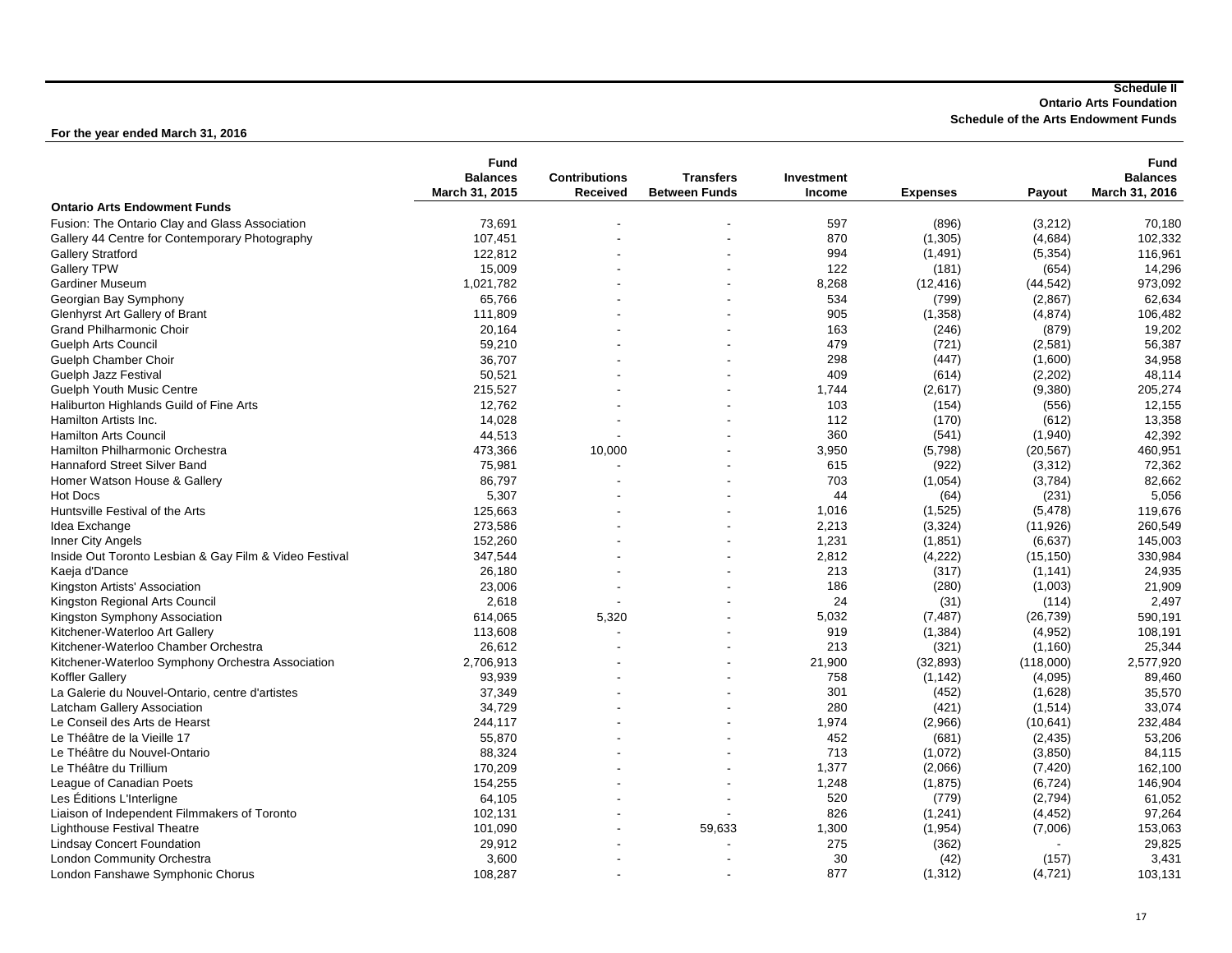**Schedule II**
**Ontario Arts Foundation**
**Schedule of the Arts Endowment Funds**

**For the year ended March 31, 2016**

| | Fund Balances March 31, 2015 | Contributions Received | Transfers Between Funds | Investment Income | Expenses | Payout | Fund Balances March 31, 2016 |
|---|---|---|---|---|---|---|---|
| **Ontario Arts Endowment Funds** | | | | | | | |
| Fusion: The Ontario Clay and Glass Association | 73,691 | - | - | 597 | (896) | (3,212) | 70,180 |
| Gallery 44 Centre for Contemporary Photography | 107,451 | - | - | 870 | (1,305) | (4,684) | 102,332 |
| Gallery Stratford | 122,812 | - | - | 994 | (1,491) | (5,354) | 116,961 |
| Gallery TPW | 15,009 | - | - | 122 | (181) | (654) | 14,296 |
| Gardiner Museum | 1,021,782 | - | - | 8,268 | (12,416) | (44,542) | 973,092 |
| Georgian Bay Symphony | 65,766 | - | - | 534 | (799) | (2,867) | 62,634 |
| Glenhyrst Art Gallery of Brant | 111,809 | - | - | 905 | (1,358) | (4,874) | 106,482 |
| Grand Philharmonic Choir | 20,164 | - | - | 163 | (246) | (879) | 19,202 |
| Guelph Arts Council | 59,210 | - | - | 479 | (721) | (2,581) | 56,387 |
| Guelph Chamber Choir | 36,707 | - | - | 298 | (447) | (1,600) | 34,958 |
| Guelph Jazz Festival | 50,521 | - | - | 409 | (614) | (2,202) | 48,114 |
| Guelph Youth Music Centre | 215,527 | - | - | 1,744 | (2,617) | (9,380) | 205,274 |
| Haliburton Highlands Guild of Fine Arts | 12,762 | - | - | 103 | (154) | (556) | 12,155 |
| Hamilton Artists Inc. | 14,028 | - | - | 112 | (170) | (612) | 13,358 |
| Hamilton Arts Council | 44,513 | - | - | 360 | (541) | (1,940) | 42,392 |
| Hamilton Philharmonic Orchestra | 473,366 | 10,000 | - | 3,950 | (5,798) | (20,567) | 460,951 |
| Hannaford Street Silver Band | 75,981 | - | - | 615 | (922) | (3,312) | 72,362 |
| Homer Watson House & Gallery | 86,797 | - | - | 703 | (1,054) | (3,784) | 82,662 |
| Hot Docs | 5,307 | - | - | 44 | (64) | (231) | 5,056 |
| Huntsville Festival of the Arts | 125,663 | - | - | 1,016 | (1,525) | (5,478) | 119,676 |
| Idea Exchange | 273,586 | - | - | 2,213 | (3,324) | (11,926) | 260,549 |
| Inner City Angels | 152,260 | - | - | 1,231 | (1,851) | (6,637) | 145,003 |
| Inside Out Toronto Lesbian & Gay Film & Video Festival | 347,544 | - | - | 2,812 | (4,222) | (15,150) | 330,984 |
| Kaeja d'Dance | 26,180 | - | - | 213 | (317) | (1,141) | 24,935 |
| Kingston Artists' Association | 23,006 | - | - | 186 | (280) | (1,003) | 21,909 |
| Kingston Regional Arts Council | 2,618 | - | - | 24 | (31) | (114) | 2,497 |
| Kingston Symphony Association | 614,065 | 5,320 | - | 5,032 | (7,487) | (26,739) | 590,191 |
| Kitchener-Waterloo Art Gallery | 113,608 | - | - | 919 | (1,384) | (4,952) | 108,191 |
| Kitchener-Waterloo Chamber Orchestra | 26,612 | - | - | 213 | (321) | (1,160) | 25,344 |
| Kitchener-Waterloo Symphony Orchestra Association | 2,706,913 | - | - | 21,900 | (32,893) | (118,000) | 2,577,920 |
| Koffler Gallery | 93,939 | - | - | 758 | (1,142) | (4,095) | 89,460 |
| La Galerie du Nouvel-Ontario, centre d'artistes | 37,349 | - | - | 301 | (452) | (1,628) | 35,570 |
| Latcham Gallery Association | 34,729 | - | - | 280 | (421) | (1,514) | 33,074 |
| Le Conseil des Arts de Hearst | 244,117 | - | - | 1,974 | (2,966) | (10,641) | 232,484 |
| Le Théâtre de la Vieille 17 | 55,870 | - | - | 452 | (681) | (2,435) | 53,206 |
| Le Théâtre du Nouvel-Ontario | 88,324 | - | - | 713 | (1,072) | (3,850) | 84,115 |
| Le Théâtre du Trillium | 170,209 | - | - | 1,377 | (2,066) | (7,420) | 162,100 |
| League of Canadian Poets | 154,255 | - | - | 1,248 | (1,875) | (6,724) | 146,904 |
| Les Éditions L'Interligne | 64,105 | - | - | 520 | (779) | (2,794) | 61,052 |
| Liaison of Independent Filmmakers of Toronto | 102,131 | - | - | 826 | (1,241) | (4,452) | 97,264 |
| Lighthouse Festival Theatre | 101,090 | - | 59,633 | 1,300 | (1,954) | (7,006) | 153,063 |
| Lindsay Concert Foundation | 29,912 | - | - | 275 | (362) | - | 29,825 |
| London Community Orchestra | 3,600 | - | - | 30 | (42) | (157) | 3,431 |
| London Fanshawe Symphonic Chorus | 108,287 | - | - | 877 | (1,312) | (4,721) | 103,131 |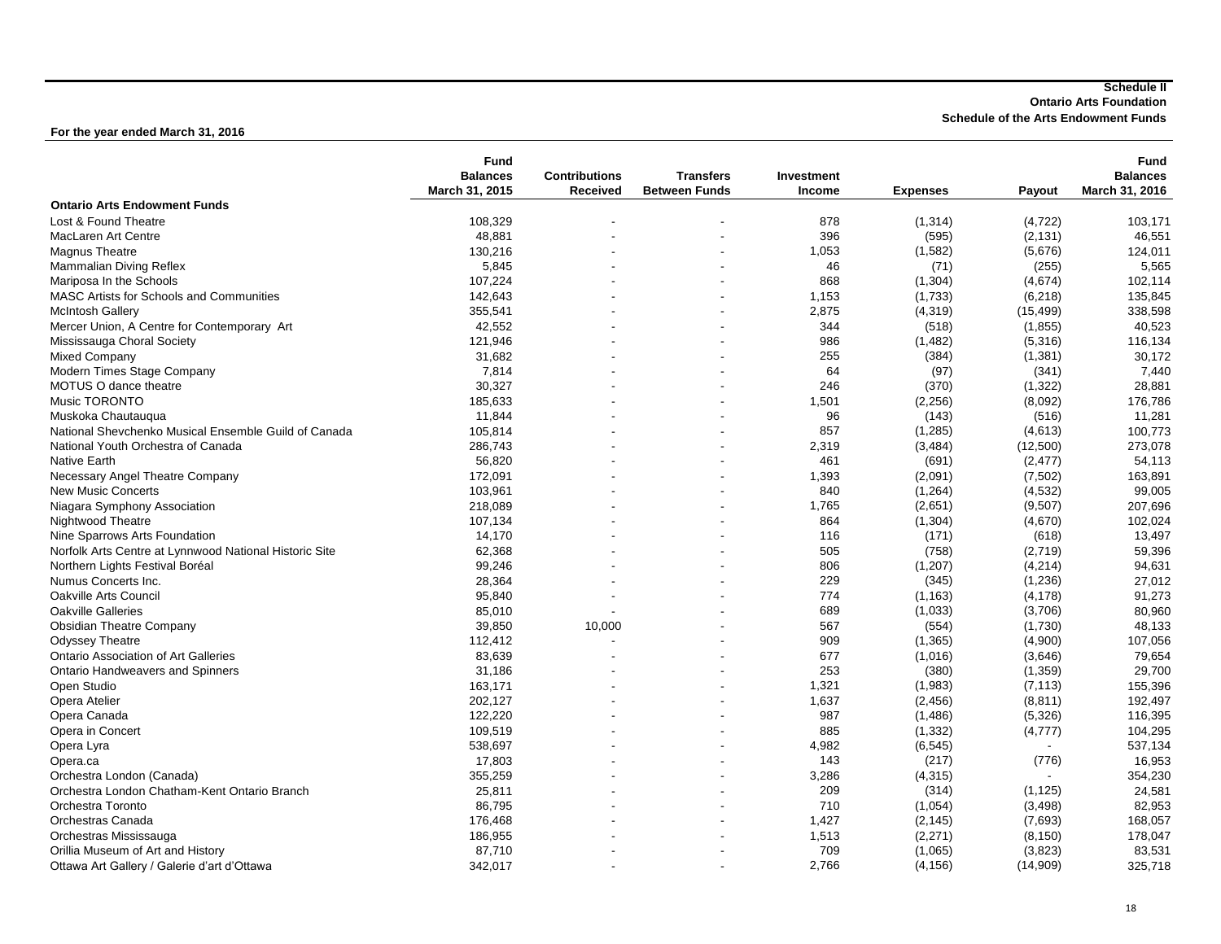**Schedule II**
**Ontario Arts Foundation**
**Schedule of the Arts Endowment Funds**

**For the year ended March 31, 2016**

| | Fund Balances March 31, 2015 | Contributions Received | Transfers Between Funds | Investment Income | Expenses | Payout | Fund Balances March 31, 2016 |
|---|---|---|---|---|---|---|---|
| **Ontario Arts Endowment Funds** | | | | | | | |
| Lost & Found Theatre | 108,329 | - | - | 878 | (1,314) | (4,722) | 103,171 |
| MacLaren Art Centre | 48,881 | - | - | 396 | (595) | (2,131) | 46,551 |
| Magnus Theatre | 130,216 | - | - | 1,053 | (1,582) | (5,676) | 124,011 |
| Mammalian Diving Reflex | 5,845 | - | - | 46 | (71) | (255) | 5,565 |
| Mariposa In the Schools | 107,224 | - | - | 868 | (1,304) | (4,674) | 102,114 |
| MASC Artists for Schools and Communities | 142,643 | - | - | 1,153 | (1,733) | (6,218) | 135,845 |
| McIntosh Gallery | 355,541 | - | - | 2,875 | (4,319) | (15,499) | 338,598 |
| Mercer Union, A Centre for Contemporary Art | 42,552 | - | - | 344 | (518) | (1,855) | 40,523 |
| Mississauga Choral Society | 121,946 | - | - | 986 | (1,482) | (5,316) | 116,134 |
| Mixed Company | 31,682 | - | - | 255 | (384) | (1,381) | 30,172 |
| Modern Times Stage Company | 7,814 | - | - | 64 | (97) | (341) | 7,440 |
| MOTUS O dance theatre | 30,327 | - | - | 246 | (370) | (1,322) | 28,881 |
| Music TORONTO | 185,633 | - | - | 1,501 | (2,256) | (8,092) | 176,786 |
| Muskoka Chautauqua | 11,844 | - | - | 96 | (143) | (516) | 11,281 |
| National Shevchenko Musical Ensemble Guild of Canada | 105,814 | - | - | 857 | (1,285) | (4,613) | 100,773 |
| National Youth Orchestra of Canada | 286,743 | - | - | 2,319 | (3,484) | (12,500) | 273,078 |
| Native Earth | 56,820 | - | - | 461 | (691) | (2,477) | 54,113 |
| Necessary Angel Theatre Company | 172,091 | - | - | 1,393 | (2,091) | (7,502) | 163,891 |
| New Music Concerts | 103,961 | - | - | 840 | (1,264) | (4,532) | 99,005 |
| Niagara Symphony Association | 218,089 | - | - | 1,765 | (2,651) | (9,507) | 207,696 |
| Nightwood Theatre | 107,134 | - | - | 864 | (1,304) | (4,670) | 102,024 |
| Nine Sparrows Arts Foundation | 14,170 | - | - | 116 | (171) | (618) | 13,497 |
| Norfolk Arts Centre at Lynnwood National Historic Site | 62,368 | - | - | 505 | (758) | (2,719) | 59,396 |
| Northern Lights Festival Boréal | 99,246 | - | - | 806 | (1,207) | (4,214) | 94,631 |
| Numus Concerts Inc. | 28,364 | - | - | 229 | (345) | (1,236) | 27,012 |
| Oakville Arts Council | 95,840 | - | - | 774 | (1,163) | (4,178) | 91,273 |
| Oakville Galleries | 85,010 | - | - | 689 | (1,033) | (3,706) | 80,960 |
| Obsidian Theatre Company | 39,850 | 10,000 | - | 567 | (554) | (1,730) | 48,133 |
| Odyssey Theatre | 112,412 | - | - | 909 | (1,365) | (4,900) | 107,056 |
| Ontario Association of Art Galleries | 83,639 | - | - | 677 | (1,016) | (3,646) | 79,654 |
| Ontario Handweavers and Spinners | 31,186 | - | - | 253 | (380) | (1,359) | 29,700 |
| Open Studio | 163,171 | - | - | 1,321 | (1,983) | (7,113) | 155,396 |
| Opera Atelier | 202,127 | - | - | 1,637 | (2,456) | (8,811) | 192,497 |
| Opera Canada | 122,220 | - | - | 987 | (1,486) | (5,326) | 116,395 |
| Opera in Concert | 109,519 | - | - | 885 | (1,332) | (4,777) | 104,295 |
| Opera Lyra | 538,697 | - | - | 4,982 | (6,545) | - | 537,134 |
| Opera.ca | 17,803 | - | - | 143 | (217) | (776) | 16,953 |
| Orchestra London (Canada) | 355,259 | - | - | 3,286 | (4,315) | - | 354,230 |
| Orchestra London Chatham-Kent Ontario Branch | 25,811 | - | - | 209 | (314) | (1,125) | 24,581 |
| Orchestra Toronto | 86,795 | - | - | 710 | (1,054) | (3,498) | 82,953 |
| Orchestras Canada | 176,468 | - | - | 1,427 | (2,145) | (7,693) | 168,057 |
| Orchestras Mississauga | 186,955 | - | - | 1,513 | (2,271) | (8,150) | 178,047 |
| Orillia Museum of Art and History | 87,710 | - | - | 709 | (1,065) | (3,823) | 83,531 |
| Ottawa Art Gallery / Galerie d'art d'Ottawa | 342,017 | - | - | 2,766 | (4,156) | (14,909) | 325,718 |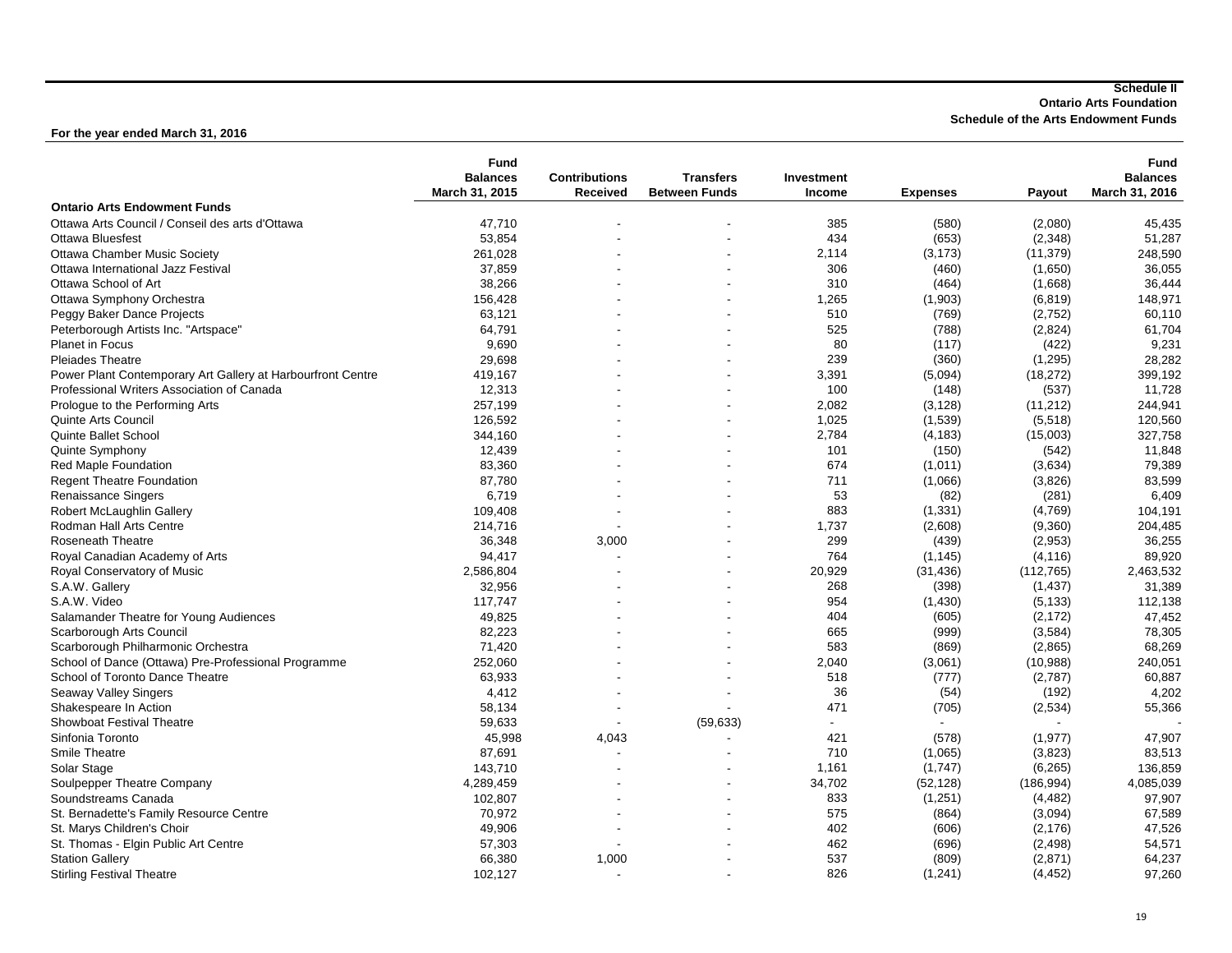**Schedule II**
**Ontario Arts Foundation**
**Schedule of the Arts Endowment Funds**

**For the year ended March 31, 2016**

| | Fund Balances March 31, 2015 | Contributions Received | Transfers Between Funds | Investment Income | Expenses | Payout | Fund Balances March 31, 2016 |
|---|---|---|---|---|---|---|---|
| **Ontario Arts Endowment Funds** | | | | | | | |
| Ottawa Arts Council / Conseil des arts d'Ottawa | 47,710 | - | - | 385 | (580) | (2,080) | 45,435 |
| Ottawa Bluesfest | 53,854 | - | - | 434 | (653) | (2,348) | 51,287 |
| Ottawa Chamber Music Society | 261,028 | - | - | 2,114 | (3,173) | (11,379) | 248,590 |
| Ottawa International Jazz Festival | 37,859 | - | - | 306 | (460) | (1,650) | 36,055 |
| Ottawa School of Art | 38,266 | - | - | 310 | (464) | (1,668) | 36,444 |
| Ottawa Symphony Orchestra | 156,428 | - | - | 1,265 | (1,903) | (6,819) | 148,971 |
| Peggy Baker Dance Projects | 63,121 | - | - | 510 | (769) | (2,752) | 60,110 |
| Peterborough Artists Inc. "Artspace" | 64,791 | - | - | 525 | (788) | (2,824) | 61,704 |
| Planet in Focus | 9,690 | - | - | 80 | (117) | (422) | 9,231 |
| Pleiades Theatre | 29,698 | - | - | 239 | (360) | (1,295) | 28,282 |
| Power Plant Contemporary Art Gallery at Harbourfront Centre | 419,167 | - | - | 3,391 | (5,094) | (18,272) | 399,192 |
| Professional Writers Association of Canada | 12,313 | - | - | 100 | (148) | (537) | 11,728 |
| Prologue to the Performing Arts | 257,199 | - | - | 2,082 | (3,128) | (11,212) | 244,941 |
| Quinte Arts Council | 126,592 | - | - | 1,025 | (1,539) | (5,518) | 120,560 |
| Quinte Ballet School | 344,160 | - | - | 2,784 | (4,183) | (15,003) | 327,758 |
| Quinte Symphony | 12,439 | - | - | 101 | (150) | (542) | 11,848 |
| Red Maple Foundation | 83,360 | - | - | 674 | (1,011) | (3,634) | 79,389 |
| Regent Theatre Foundation | 87,780 | - | - | 711 | (1,066) | (3,826) | 83,599 |
| Renaissance Singers | 6,719 | - | - | 53 | (82) | (281) | 6,409 |
| Robert McLaughlin Gallery | 109,408 | - | - | 883 | (1,331) | (4,769) | 104,191 |
| Rodman Hall Arts Centre | 214,716 | - | - | 1,737 | (2,608) | (9,360) | 204,485 |
| Roseneath Theatre | 36,348 | 3,000 | - | 299 | (439) | (2,953) | 36,255 |
| Royal Canadian Academy of Arts | 94,417 | - | - | 764 | (1,145) | (4,116) | 89,920 |
| Royal Conservatory of Music | 2,586,804 | - | - | 20,929 | (31,436) | (112,765) | 2,463,532 |
| S.A.W. Gallery | 32,956 | - | - | 268 | (398) | (1,437) | 31,389 |
| S.A.W. Video | 117,747 | - | - | 954 | (1,430) | (5,133) | 112,138 |
| Salamander Theatre for Young Audiences | 49,825 | - | - | 404 | (605) | (2,172) | 47,452 |
| Scarborough Arts Council | 82,223 | - | - | 665 | (999) | (3,584) | 78,305 |
| Scarborough Philharmonic Orchestra | 71,420 | - | - | 583 | (869) | (2,865) | 68,269 |
| School of Dance (Ottawa) Pre-Professional Programme | 252,060 | - | - | 2,040 | (3,061) | (10,988) | 240,051 |
| School of Toronto Dance Theatre | 63,933 | - | - | 518 | (777) | (2,787) | 60,887 |
| Seaway Valley Singers | 4,412 | - | - | 36 | (54) | (192) | 4,202 |
| Shakespeare In Action | 58,134 | - | - | 471 | (705) | (2,534) | 55,366 |
| Showboat Festival Theatre | 59,633 | - | (59,633) | - | - | - | - |
| Sinfonia Toronto | 45,998 | 4,043 | - | 421 | (578) | (1,977) | 47,907 |
| Smile Theatre | 87,691 | - | - | 710 | (1,065) | (3,823) | 83,513 |
| Solar Stage | 143,710 | - | - | 1,161 | (1,747) | (6,265) | 136,859 |
| Soulpepper Theatre Company | 4,289,459 | - | - | 34,702 | (52,128) | (186,994) | 4,085,039 |
| Soundstreams Canada | 102,807 | - | - | 833 | (1,251) | (4,482) | 97,907 |
| St. Bernadette's Family Resource Centre | 70,972 | - | - | 575 | (864) | (3,094) | 67,589 |
| St. Marys Children's Choir | 49,906 | - | - | 402 | (606) | (2,176) | 47,526 |
| St. Thomas - Elgin Public Art Centre | 57,303 | - | - | 462 | (696) | (2,498) | 54,571 |
| Station Gallery | 66,380 | 1,000 | - | 537 | (809) | (2,871) | 64,237 |
| Stirling Festival Theatre | 102,127 | - | - | 826 | (1,241) | (4,452) | 97,260 |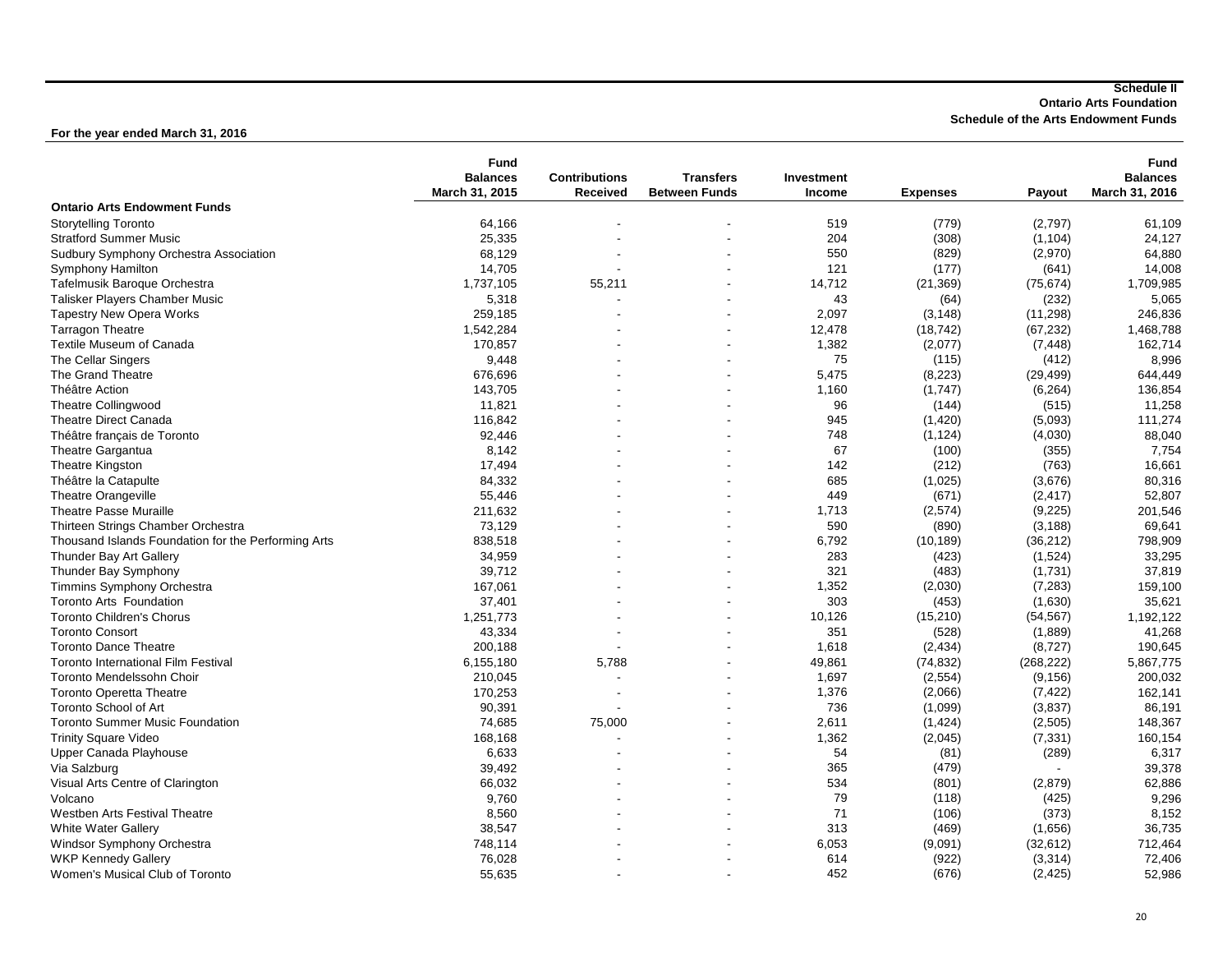**Schedule II**
**Ontario Arts Foundation**
**Schedule of the Arts Endowment Funds**

**For the year ended March 31, 2016**

| | Fund Balances March 31, 2015 | Contributions Received | Transfers Between Funds | Investment Income | Expenses | Payout | Fund Balances March 31, 2016 |
|---|---|---|---|---|---|---|---|
| **Ontario Arts Endowment Funds** | | | | | | | |
| Storytelling Toronto | 64,166 | - | - | 519 | (779) | (2,797) | 61,109 |
| Stratford Summer Music | 25,335 | - | - | 204 | (308) | (1,104) | 24,127 |
| Sudbury Symphony Orchestra Association | 68,129 | - | - | 550 | (829) | (2,970) | 64,880 |
| Symphony Hamilton | 14,705 | - | - | 121 | (177) | (641) | 14,008 |
| Tafelmusik Baroque Orchestra | 1,737,105 | 55,211 | - | 14,712 | (21,369) | (75,674) | 1,709,985 |
| Talisker Players Chamber Music | 5,318 | - | - | 43 | (64) | (232) | 5,065 |
| Tapestry New Opera Works | 259,185 | - | - | 2,097 | (3,148) | (11,298) | 246,836 |
| Tarragon Theatre | 1,542,284 | - | - | 12,478 | (18,742) | (67,232) | 1,468,788 |
| Textile Museum of Canada | 170,857 | - | - | 1,382 | (2,077) | (7,448) | 162,714 |
| The Cellar Singers | 9,448 | - | - | 75 | (115) | (412) | 8,996 |
| The Grand Theatre | 676,696 | - | - | 5,475 | (8,223) | (29,499) | 644,449 |
| Théâtre Action | 143,705 | - | - | 1,160 | (1,747) | (6,264) | 136,854 |
| Theatre Collingwood | 11,821 | - | - | 96 | (144) | (515) | 11,258 |
| Theatre Direct Canada | 116,842 | - | - | 945 | (1,420) | (5,093) | 111,274 |
| Théâtre français de Toronto | 92,446 | - | - | 748 | (1,124) | (4,030) | 88,040 |
| Theatre Gargantua | 8,142 | - | - | 67 | (100) | (355) | 7,754 |
| Theatre Kingston | 17,494 | - | - | 142 | (212) | (763) | 16,661 |
| Théâtre la Catapulte | 84,332 | - | - | 685 | (1,025) | (3,676) | 80,316 |
| Theatre Orangeville | 55,446 | - | - | 449 | (671) | (2,417) | 52,807 |
| Theatre Passe Muraille | 211,632 | - | - | 1,713 | (2,574) | (9,225) | 201,546 |
| Thirteen Strings Chamber Orchestra | 73,129 | - | - | 590 | (890) | (3,188) | 69,641 |
| Thousand Islands Foundation for the Performing Arts | 838,518 | - | - | 6,792 | (10,189) | (36,212) | 798,909 |
| Thunder Bay Art Gallery | 34,959 | - | - | 283 | (423) | (1,524) | 33,295 |
| Thunder Bay Symphony | 39,712 | - | - | 321 | (483) | (1,731) | 37,819 |
| Timmins Symphony Orchestra | 167,061 | - | - | 1,352 | (2,030) | (7,283) | 159,100 |
| Toronto Arts Foundation | 37,401 | - | - | 303 | (453) | (1,630) | 35,621 |
| Toronto Children's Chorus | 1,251,773 | - | - | 10,126 | (15,210) | (54,567) | 1,192,122 |
| Toronto Consort | 43,334 | - | - | 351 | (528) | (1,889) | 41,268 |
| Toronto Dance Theatre | 200,188 | - | - | 1,618 | (2,434) | (8,727) | 190,645 |
| Toronto International Film Festival | 6,155,180 | 5,788 | - | 49,861 | (74,832) | (268,222) | 5,867,775 |
| Toronto Mendelssohn Choir | 210,045 | - | - | 1,697 | (2,554) | (9,156) | 200,032 |
| Toronto Operetta Theatre | 170,253 | - | - | 1,376 | (2,066) | (7,422) | 162,141 |
| Toronto School of Art | 90,391 | - | - | 736 | (1,099) | (3,837) | 86,191 |
| Toronto Summer Music Foundation | 74,685 | 75,000 | - | 2,611 | (1,424) | (2,505) | 148,367 |
| Trinity Square Video | 168,168 | - | - | 1,362 | (2,045) | (7,331) | 160,154 |
| Upper Canada Playhouse | 6,633 | - | - | 54 | (81) | (289) | 6,317 |
| Via Salzburg | 39,492 | - | - | 365 | (479) | - | 39,378 |
| Visual Arts Centre of Clarington | 66,032 | - | - | 534 | (801) | (2,879) | 62,886 |
| Volcano | 9,760 | - | - | 79 | (118) | (425) | 9,296 |
| Westben Arts Festival Theatre | 8,560 | - | - | 71 | (106) | (373) | 8,152 |
| White Water Gallery | 38,547 | - | - | 313 | (469) | (1,656) | 36,735 |
| Windsor Symphony Orchestra | 748,114 | - | - | 6,053 | (9,091) | (32,612) | 712,464 |
| WKP Kennedy Gallery | 76,028 | - | - | 614 | (922) | (3,314) | 72,406 |
| Women's Musical Club of Toronto | 55,635 | - | - | 452 | (676) | (2,425) | 52,986 |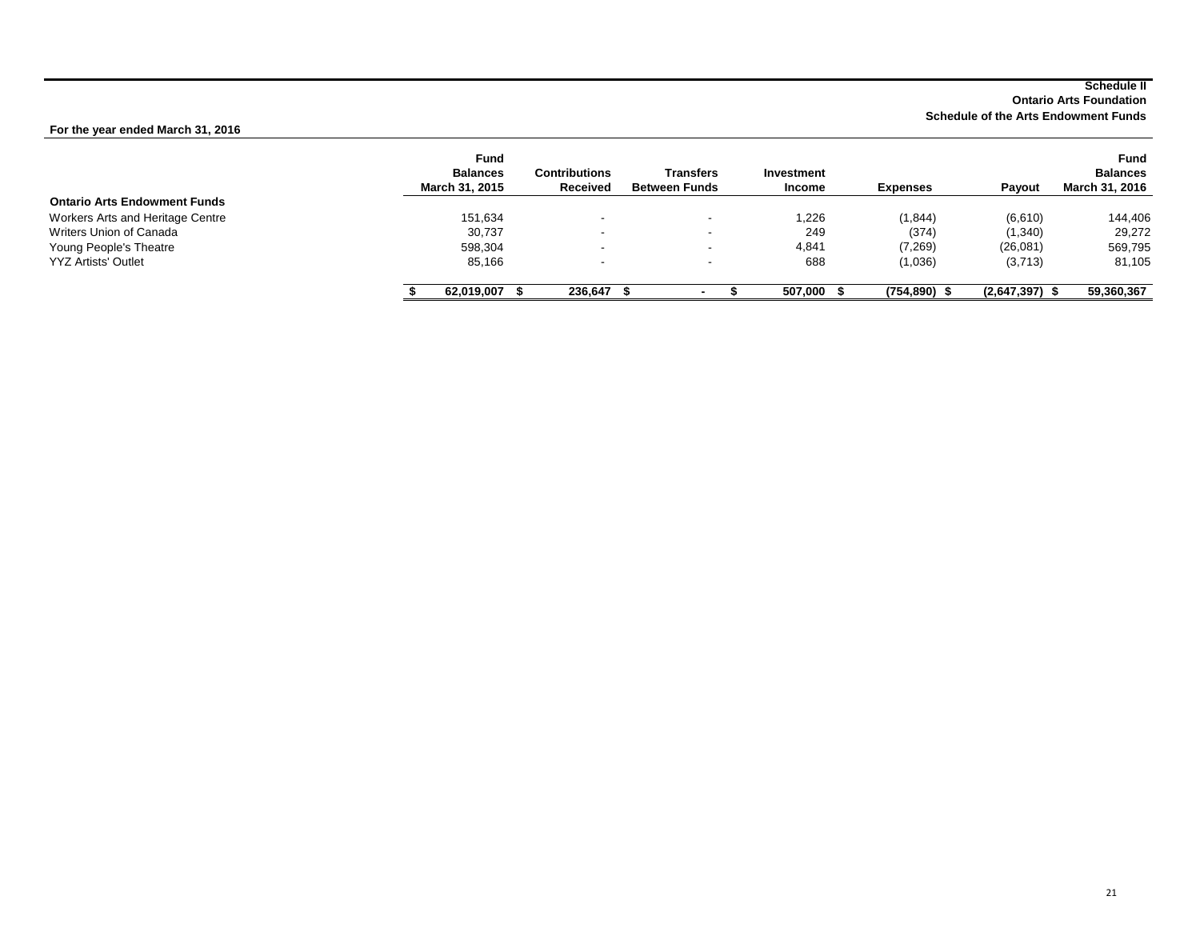**Schedule II**

**Ontario Arts Foundation**

**Schedule of the Arts Endowment Funds**

**For the year ended March 31, 2016**

| | Fund Balances March 31, 2015 | Contributions Received | Transfers Between Funds | Investment Income | Expenses | Payout | Fund Balances March 31, 2016 |
|---|---|---|---|---|---|---|---|
| **Ontario Arts Endowment Funds** | | | | | | | |
| Workers Arts and Heritage Centre | 151,634 | - | - | 1,226 | (1,844) | (6,610) | 144,406 |
| Writers Union of Canada | 30,737 | - | - | 249 | (374) | (1,340) | 29,272 |
| Young People's Theatre | 598,304 | - | - | 4,841 | (7,269) | (26,081) | 569,795 |
| YYZ Artists' Outlet | 85,166 | - | - | 688 | (1,036) | (3,713) | 81,105 |
| | **$ 62,019,007** | **$ 236,647** | **$ -** | **$ 507,000** | **$ (754,890)** | **$ (2,647,397)** | **$ 59,360,367** |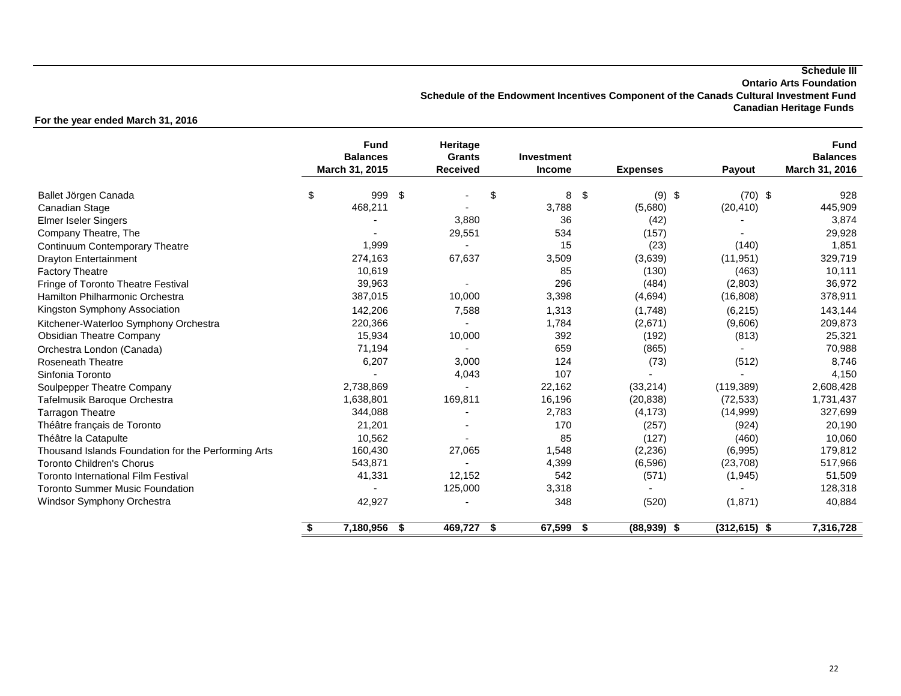**Schedule III**

**Ontario Arts Foundation**

**Schedule of the Endowment Incentives Component of the Canads Cultural Investment Fund**

**Canadian Heritage Funds**

**For the year ended March 31, 2016**

| | Fund Balances March 31, 2015 | Heritage Grants Received | Investment Income | Expenses | Payout | Fund Balances March 31, 2016 |
|---|---|---|---|---|---|---|
| Ballet Jörgen Canada | $ 999 | $ - | $ 8 | $ (9) | $ (70) | $ 928 |
| Canadian Stage | 468,211 | - | 3,788 | (5,680) | (20,410) | 445,909 |
| Elmer Iseler Singers | - | 3,880 | 36 | (42) | - | 3,874 |
| Company Theatre, The | - | 29,551 | 534 | (157) | - | 29,928 |
| Continuum Contemporary Theatre | 1,999 | - | 15 | (23) | (140) | 1,851 |
| Drayton Entertainment | 274,163 | 67,637 | 3,509 | (3,639) | (11,951) | 329,719 |
| Factory Theatre | 10,619 | | 85 | (130) | (463) | 10,111 |
| Fringe of Toronto Theatre Festival | 39,963 | - | 296 | (484) | (2,803) | 36,972 |
| Hamilton Philharmonic Orchestra | 387,015 | 10,000 | 3,398 | (4,694) | (16,808) | 378,911 |
| Kingston Symphony Association | 142,206 | 7,588 | 1,313 | (1,748) | (6,215) | 143,144 |
| Kitchener-Waterloo Symphony Orchestra | 220,366 | - | 1,784 | (2,671) | (9,606) | 209,873 |
| Obsidian Theatre Company | 15,934 | 10,000 | 392 | (192) | (813) | 25,321 |
| Orchestra London (Canada) | 71,194 | - | 659 | (865) | - | 70,988 |
| Roseneath Theatre | 6,207 | 3,000 | 124 | (73) | (512) | 8,746 |
| Sinfonia Toronto | - | 4,043 | 107 | - | - | 4,150 |
| Soulpepper Theatre Company | 2,738,869 | - | 22,162 | (33,214) | (119,389) | 2,608,428 |
| Tafelmusik Baroque Orchestra | 1,638,801 | 169,811 | 16,196 | (20,838) | (72,533) | 1,731,437 |
| Tarragon Theatre | 344,088 | - | 2,783 | (4,173) | (14,999) | 327,699 |
| Théâtre français de Toronto | 21,201 | - | 170 | (257) | (924) | 20,190 |
| Théâtre la Catapulte | 10,562 | - | 85 | (127) | (460) | 10,060 |
| Thousand Islands Foundation for the Performing Arts | 160,430 | 27,065 | 1,548 | (2,236) | (6,995) | 179,812 |
| Toronto Children's Chorus | 543,871 | - | 4,399 | (6,596) | (23,708) | 517,966 |
| Toronto International Film Festival | 41,331 | 12,152 | 542 | (571) | (1,945) | 51,509 |
| Toronto Summer Music Foundation | - | 125,000 | 3,318 | - | - | 128,318 |
| Windsor Symphony Orchestra | 42,927 | - | 348 | (520) | (1,871) | 40,884 |
| | **$ 7,180,956** | **$ 469,727** | **$ 67,599** | **$ (88,939)** | **$ (312,615)** | **$ 7,316,728** |